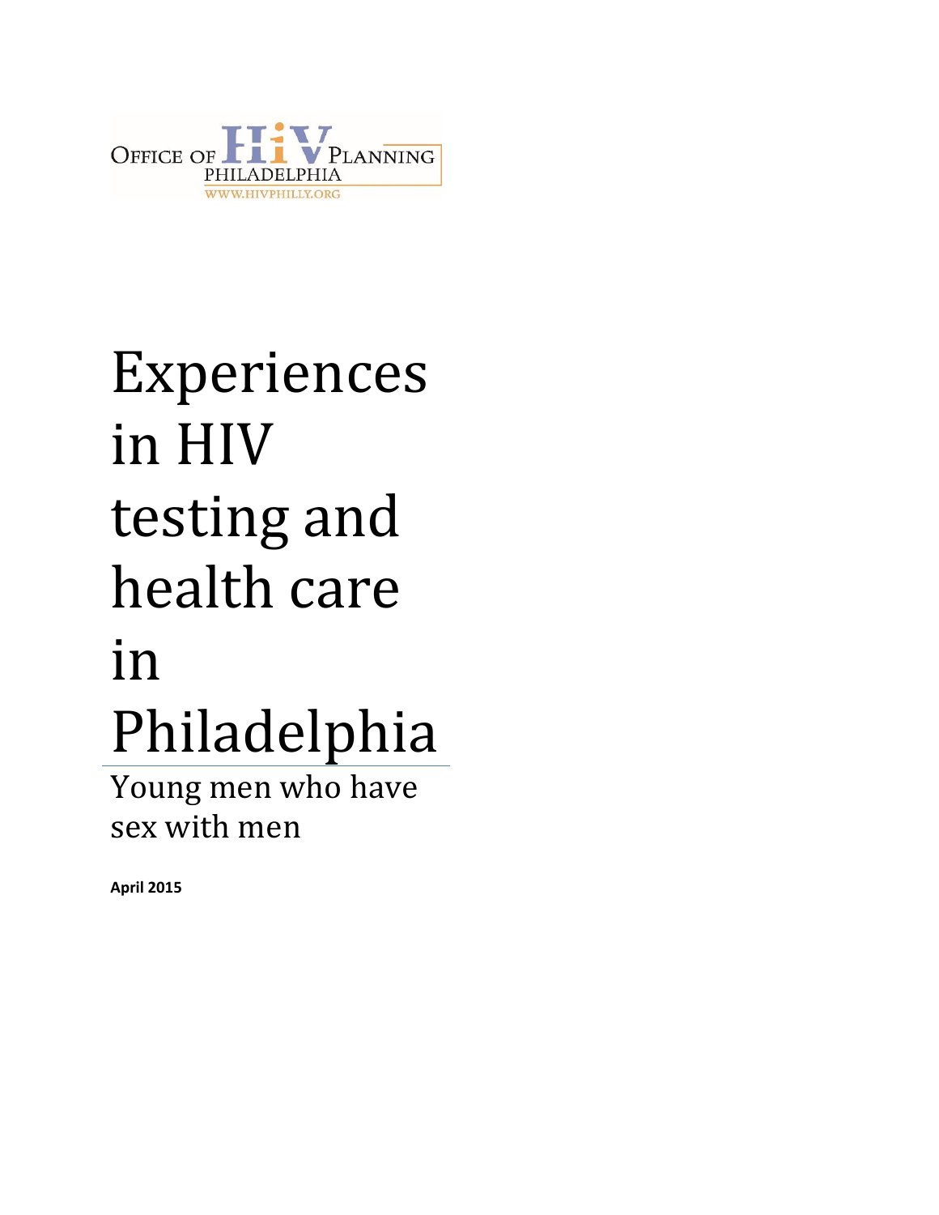OFFICE OF HIV PLANNING
PHILADELPHIA
WWW.HIVPHILLY.ORG

# Experiences in HIV testing and health care in Philadelphia

## Young men who have sex with men

**April 2015**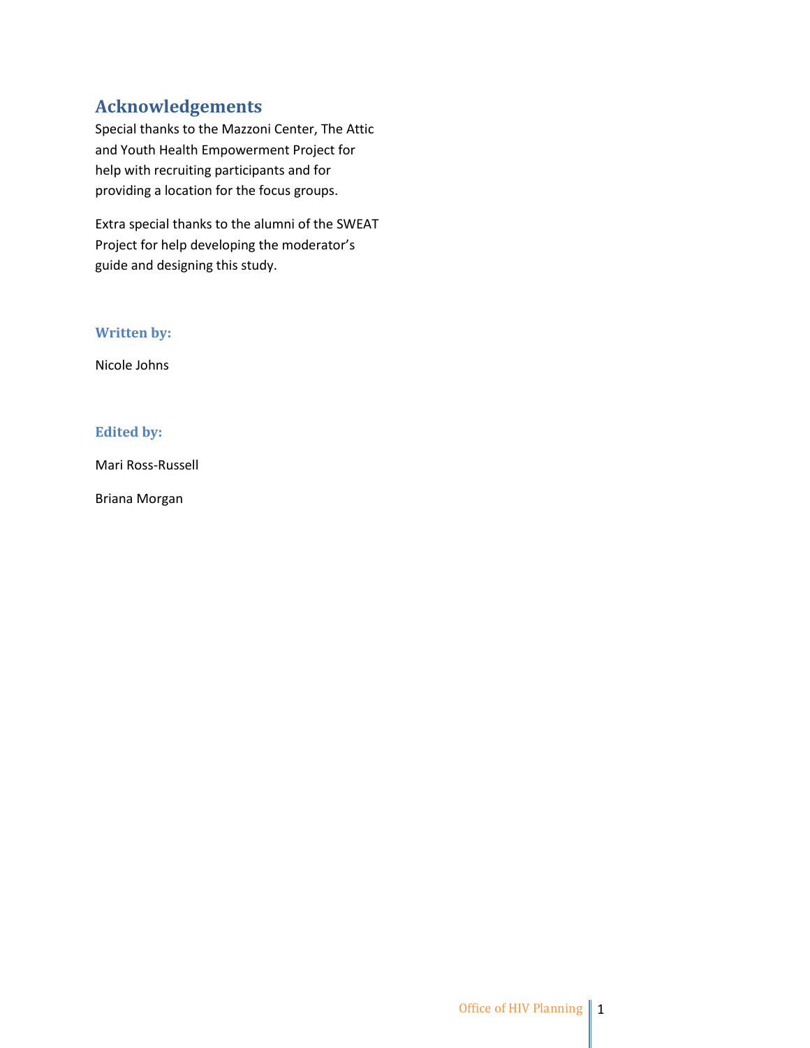## Acknowledgements

Special thanks to the Mazzoni Center, The Attic and Youth Health Empowerment Project for help with recruiting participants and for providing a location for the focus groups.

Extra special thanks to the alumni of the SWEAT Project for help developing the moderator's guide and designing this study.

### Written by:

Nicole Johns

### Edited by:

Mari Ross-Russell

Briana Morgan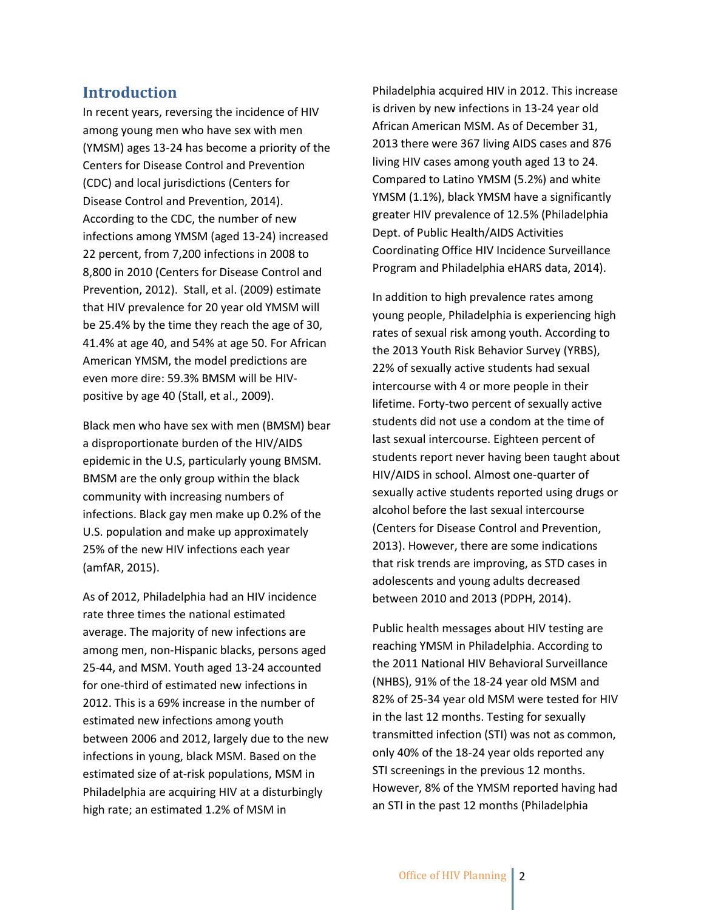## Introduction

In recent years, reversing the incidence of HIV among young men who have sex with men (YMSM) ages 13-24 has become a priority of the Centers for Disease Control and Prevention (CDC) and local jurisdictions (Centers for Disease Control and Prevention, 2014). According to the CDC, the number of new infections among YMSM (aged 13-24) increased 22 percent, from 7,200 infections in 2008 to 8,800 in 2010 (Centers for Disease Control and Prevention, 2012). Stall, et al. (2009) estimate that HIV prevalence for 20 year old YMSM will be 25.4% by the time they reach the age of 30, 41.4% at age 40, and 54% at age 50. For African American YMSM, the model predictions are even more dire: 59.3% BMSM will be HIV-positive by age 40 (Stall, et al., 2009).

Black men who have sex with men (BMSM) bear a disproportionate burden of the HIV/AIDS epidemic in the U.S, particularly young BMSM. BMSM are the only group within the black community with increasing numbers of infections. Black gay men make up 0.2% of the U.S. population and make up approximately 25% of the new HIV infections each year (amfAR, 2015).

As of 2012, Philadelphia had an HIV incidence rate three times the national estimated average. The majority of new infections are among men, non-Hispanic blacks, persons aged 25-44, and MSM. Youth aged 13-24 accounted for one-third of estimated new infections in 2012. This is a 69% increase in the number of estimated new infections among youth between 2006 and 2012, largely due to the new infections in young, black MSM. Based on the estimated size of at-risk populations, MSM in Philadelphia are acquiring HIV at a disturbingly high rate; an estimated 1.2% of MSM in Philadelphia acquired HIV in 2012. This increase is driven by new infections in 13-24 year old African American MSM. As of December 31, 2013 there were 367 living AIDS cases and 876 living HIV cases among youth aged 13 to 24. Compared to Latino YMSM (5.2%) and white YMSM (1.1%), black YMSM have a significantly greater HIV prevalence of 12.5% (Philadelphia Dept. of Public Health/AIDS Activities Coordinating Office HIV Incidence Surveillance Program and Philadelphia eHARS data, 2014).

In addition to high prevalence rates among young people, Philadelphia is experiencing high rates of sexual risk among youth. According to the 2013 Youth Risk Behavior Survey (YRBS), 22% of sexually active students had sexual intercourse with 4 or more people in their lifetime. Forty-two percent of sexually active students did not use a condom at the time of last sexual intercourse. Eighteen percent of students report never having been taught about HIV/AIDS in school. Almost one-quarter of sexually active students reported using drugs or alcohol before the last sexual intercourse (Centers for Disease Control and Prevention, 2013). However, there are some indications that risk trends are improving, as STD cases in adolescents and young adults decreased between 2010 and 2013 (PDPH, 2014).

Public health messages about HIV testing are reaching YMSM in Philadelphia. According to the 2011 National HIV Behavioral Surveillance (NHBS), 91% of the 18-24 year old MSM and 82% of 25-34 year old MSM were tested for HIV in the last 12 months. Testing for sexually transmitted infection (STI) was not as common, only 40% of the 18-24 year olds reported any STI screenings in the previous 12 months. However, 8% of the YMSM reported having had an STI in the past 12 months (Philadelphia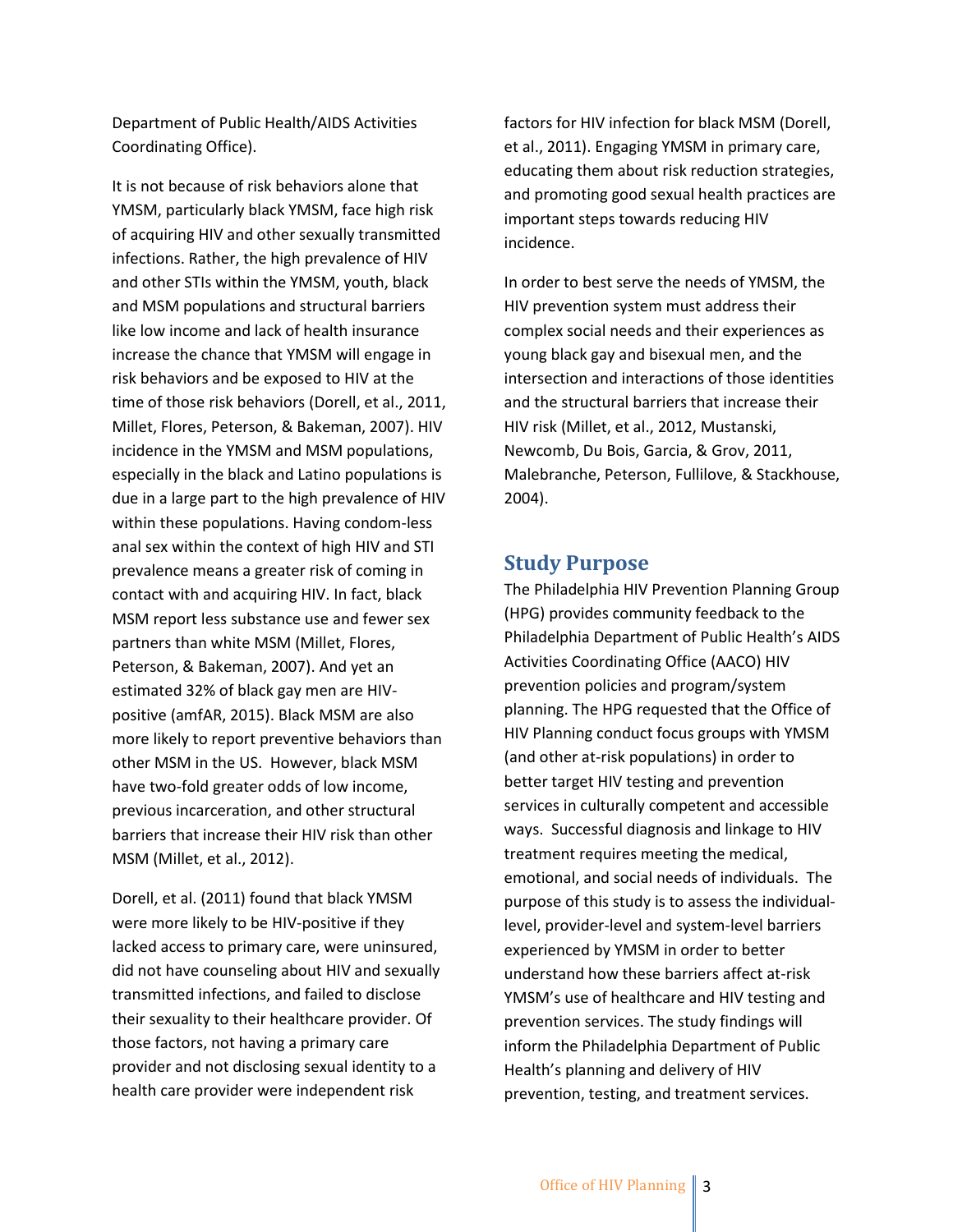Department of Public Health/AIDS Activities Coordinating Office).

It is not because of risk behaviors alone that YMSM, particularly black YMSM, face high risk of acquiring HIV and other sexually transmitted infections. Rather, the high prevalence of HIV and other STIs within the YMSM, youth, black and MSM populations and structural barriers like low income and lack of health insurance increase the chance that YMSM will engage in risk behaviors and be exposed to HIV at the time of those risk behaviors (Dorell, et al., 2011, Millet, Flores, Peterson, & Bakeman, 2007). HIV incidence in the YMSM and MSM populations, especially in the black and Latino populations is due in a large part to the high prevalence of HIV within these populations. Having condom-less anal sex within the context of high HIV and STI prevalence means a greater risk of coming in contact with and acquiring HIV. In fact, black MSM report less substance use and fewer sex partners than white MSM (Millet, Flores, Peterson, & Bakeman, 2007). And yet an estimated 32% of black gay men are HIV-positive (amfAR, 2015). Black MSM are also more likely to report preventive behaviors than other MSM in the US. However, black MSM have two-fold greater odds of low income, previous incarceration, and other structural barriers that increase their HIV risk than other MSM (Millet, et al., 2012).

Dorell, et al. (2011) found that black YMSM were more likely to be HIV-positive if they lacked access to primary care, were uninsured, did not have counseling about HIV and sexually transmitted infections, and failed to disclose their sexuality to their healthcare provider. Of those factors, not having a primary care provider and not disclosing sexual identity to a health care provider were independent risk factors for HIV infection for black MSM (Dorell, et al., 2011). Engaging YMSM in primary care, educating them about risk reduction strategies, and promoting good sexual health practices are important steps towards reducing HIV incidence.

In order to best serve the needs of YMSM, the HIV prevention system must address their complex social needs and their experiences as young black gay and bisexual men, and the intersection and interactions of those identities and the structural barriers that increase their HIV risk (Millet, et al., 2012, Mustanski, Newcomb, Du Bois, Garcia, & Grov, 2011, Malebranche, Peterson, Fullilove, & Stackhouse, 2004).

## Study Purpose

The Philadelphia HIV Prevention Planning Group (HPG) provides community feedback to the Philadelphia Department of Public Health's AIDS Activities Coordinating Office (AACO) HIV prevention policies and program/system planning. The HPG requested that the Office of HIV Planning conduct focus groups with YMSM (and other at-risk populations) in order to better target HIV testing and prevention services in culturally competent and accessible ways. Successful diagnosis and linkage to HIV treatment requires meeting the medical, emotional, and social needs of individuals. The purpose of this study is to assess the individual-level, provider-level and system-level barriers experienced by YMSM in order to better understand how these barriers affect at-risk YMSM's use of healthcare and HIV testing and prevention services. The study findings will inform the Philadelphia Department of Public Health's planning and delivery of HIV prevention, testing, and treatment services.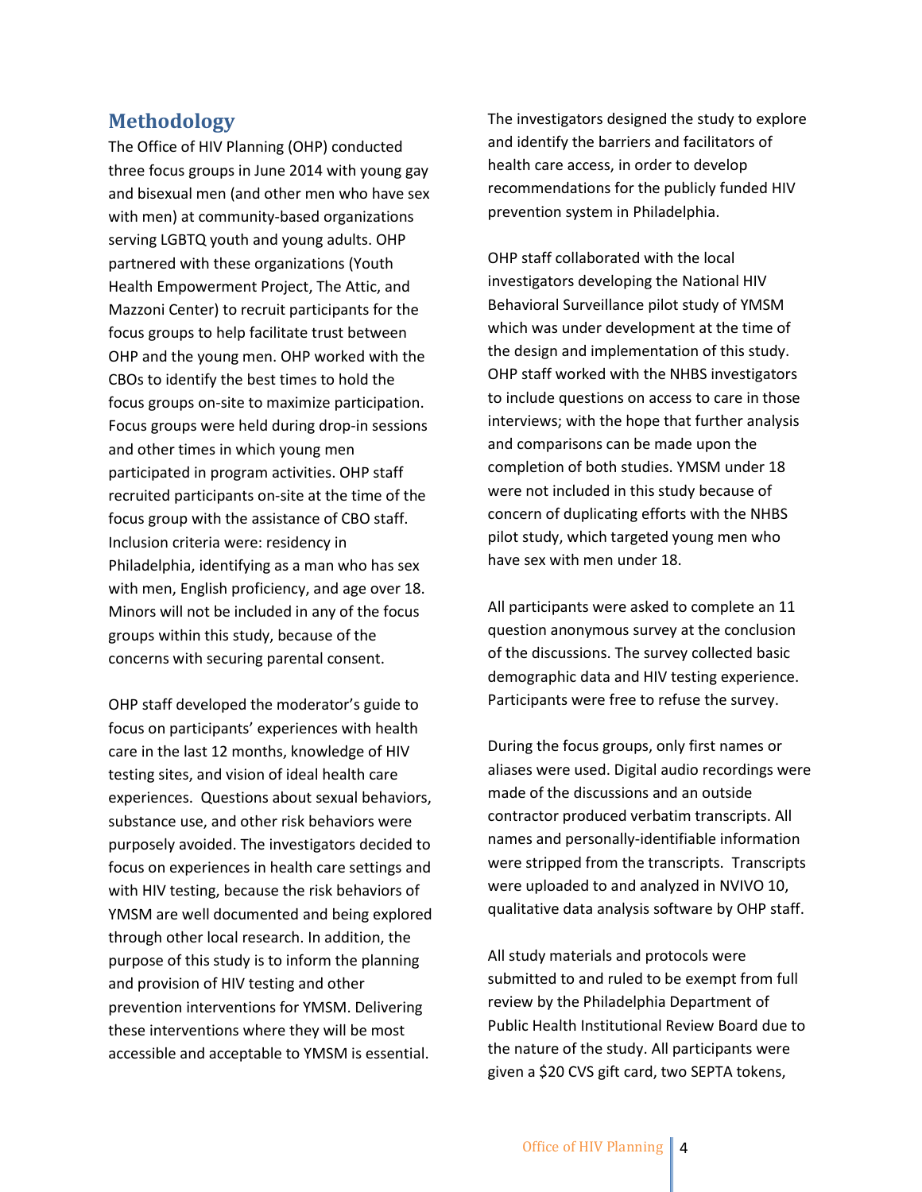## Methodology

The Office of HIV Planning (OHP) conducted three focus groups in June 2014 with young gay and bisexual men (and other men who have sex with men) at community-based organizations serving LGBTQ youth and young adults. OHP partnered with these organizations (Youth Health Empowerment Project, The Attic, and Mazzoni Center) to recruit participants for the focus groups to help facilitate trust between OHP and the young men. OHP worked with the CBOs to identify the best times to hold the focus groups on-site to maximize participation. Focus groups were held during drop-in sessions and other times in which young men participated in program activities. OHP staff recruited participants on-site at the time of the focus group with the assistance of CBO staff. Inclusion criteria were: residency in Philadelphia, identifying as a man who has sex with men, English proficiency, and age over 18. Minors will not be included in any of the focus groups within this study, because of the concerns with securing parental consent.

OHP staff developed the moderator's guide to focus on participants' experiences with health care in the last 12 months, knowledge of HIV testing sites, and vision of ideal health care experiences. Questions about sexual behaviors, substance use, and other risk behaviors were purposely avoided. The investigators decided to focus on experiences in health care settings and with HIV testing, because the risk behaviors of YMSM are well documented and being explored through other local research. In addition, the purpose of this study is to inform the planning and provision of HIV testing and other prevention interventions for YMSM. Delivering these interventions where they will be most accessible and acceptable to YMSM is essential.

The investigators designed the study to explore and identify the barriers and facilitators of health care access, in order to develop recommendations for the publicly funded HIV prevention system in Philadelphia.

OHP staff collaborated with the local investigators developing the National HIV Behavioral Surveillance pilot study of YMSM which was under development at the time of the design and implementation of this study. OHP staff worked with the NHBS investigators to include questions on access to care in those interviews; with the hope that further analysis and comparisons can be made upon the completion of both studies. YMSM under 18 were not included in this study because of concern of duplicating efforts with the NHBS pilot study, which targeted young men who have sex with men under 18.

All participants were asked to complete an 11 question anonymous survey at the conclusion of the discussions. The survey collected basic demographic data and HIV testing experience. Participants were free to refuse the survey.

During the focus groups, only first names or aliases were used. Digital audio recordings were made of the discussions and an outside contractor produced verbatim transcripts. All names and personally-identifiable information were stripped from the transcripts. Transcripts were uploaded to and analyzed in NVIVO 10, qualitative data analysis software by OHP staff.

All study materials and protocols were submitted to and ruled to be exempt from full review by the Philadelphia Department of Public Health Institutional Review Board due to the nature of the study. All participants were given a $20 CVS gift card, two SEPTA tokens,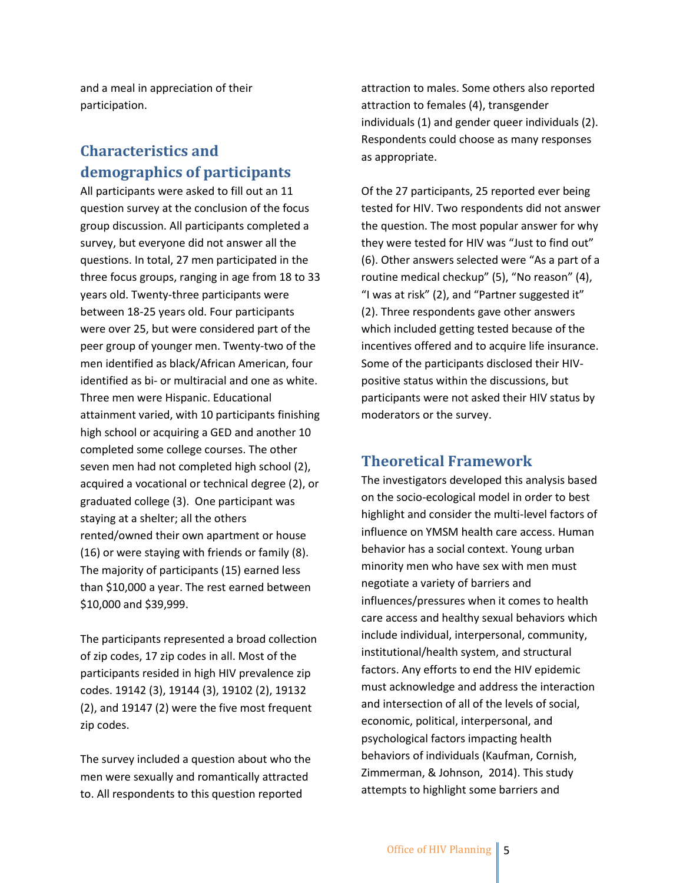and a meal in appreciation of their participation.

## Characteristics and demographics of participants

All participants were asked to fill out an 11 question survey at the conclusion of the focus group discussion. All participants completed a survey, but everyone did not answer all the questions. In total, 27 men participated in the three focus groups, ranging in age from 18 to 33 years old. Twenty-three participants were between 18-25 years old. Four participants were over 25, but were considered part of the peer group of younger men. Twenty-two of the men identified as black/African American, four identified as bi- or multiracial and one as white. Three men were Hispanic. Educational attainment varied, with 10 participants finishing high school or acquiring a GED and another 10 completed some college courses. The other seven men had not completed high school (2), acquired a vocational or technical degree (2), or graduated college (3). One participant was staying at a shelter; all the others rented/owned their own apartment or house (16) or were staying with friends or family (8). The majority of participants (15) earned less than $10,000 a year. The rest earned between $10,000 and $39,999.

The participants represented a broad collection of zip codes, 17 zip codes in all. Most of the participants resided in high HIV prevalence zip codes. 19142 (3), 19144 (3), 19102 (2), 19132 (2), and 19147 (2) were the five most frequent zip codes.

The survey included a question about who the men were sexually and romantically attracted to. All respondents to this question reported attraction to males. Some others also reported attraction to females (4), transgender individuals (1) and gender queer individuals (2). Respondents could choose as many responses as appropriate.

Of the 27 participants, 25 reported ever being tested for HIV. Two respondents did not answer the question. The most popular answer for why they were tested for HIV was "Just to find out" (6). Other answers selected were "As a part of a routine medical checkup" (5), "No reason" (4), "I was at risk" (2), and "Partner suggested it" (2). Three respondents gave other answers which included getting tested because of the incentives offered and to acquire life insurance. Some of the participants disclosed their HIV-positive status within the discussions, but participants were not asked their HIV status by moderators or the survey.

## Theoretical Framework

The investigators developed this analysis based on the socio-ecological model in order to best highlight and consider the multi-level factors of influence on YMSM health care access. Human behavior has a social context. Young urban minority men who have sex with men must negotiate a variety of barriers and influences/pressures when it comes to health care access and healthy sexual behaviors which include individual, interpersonal, community, institutional/health system, and structural factors. Any efforts to end the HIV epidemic must acknowledge and address the interaction and intersection of all of the levels of social, economic, political, interpersonal, and psychological factors impacting health behaviors of individuals (Kaufman, Cornish, Zimmerman, & Johnson, 2014). This study attempts to highlight some barriers and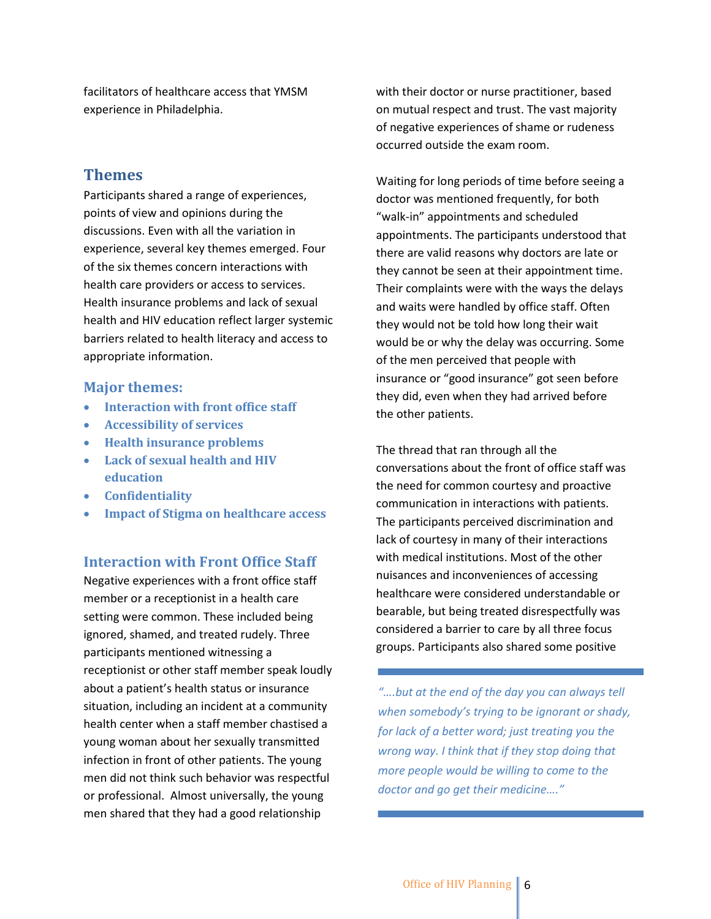facilitators of healthcare access that YMSM experience in Philadelphia.

## Themes

Participants shared a range of experiences, points of view and opinions during the discussions. Even with all the variation in experience, several key themes emerged. Four of the six themes concern interactions with health care providers or access to services. Health insurance problems and lack of sexual health and HIV education reflect larger systemic barriers related to health literacy and access to appropriate information.

### Major themes:

- **Interaction with front office staff**
- **Accessibility of services**
- **Health insurance problems**
- **Lack of sexual health and HIV education**
- **Confidentiality**
- **Impact of Stigma on healthcare access**

### Interaction with Front Office Staff

Negative experiences with a front office staff member or a receptionist in a health care setting were common. These included being ignored, shamed, and treated rudely. Three participants mentioned witnessing a receptionist or other staff member speak loudly about a patient's health status or insurance situation, including an incident at a community health center when a staff member chastised a young woman about her sexually transmitted infection in front of other patients. The young men did not think such behavior was respectful or professional. Almost universally, the young men shared that they had a good relationship with their doctor or nurse practitioner, based on mutual respect and trust. The vast majority of negative experiences of shame or rudeness occurred outside the exam room.

Waiting for long periods of time before seeing a doctor was mentioned frequently, for both "walk-in" appointments and scheduled appointments. The participants understood that there are valid reasons why doctors are late or they cannot be seen at their appointment time. Their complaints were with the ways the delays and waits were handled by office staff. Often they would not be told how long their wait would be or why the delay was occurring. Some of the men perceived that people with insurance or "good insurance" got seen before they did, even when they had arrived before the other patients.

The thread that ran through all the conversations about the front of office staff was the need for common courtesy and proactive communication in interactions with patients. The participants perceived discrimination and lack of courtesy in many of their interactions with medical institutions. Most of the other nuisances and inconveniences of accessing healthcare were considered understandable or bearable, but being treated disrespectfully was considered a barrier to care by all three focus groups. Participants also shared some positive

> *"….but at the end of the day you can always tell when somebody's trying to be ignorant or shady, for lack of a better word; just treating you the wrong way. I think that if they stop doing that more people would be willing to come to the doctor and go get their medicine…."*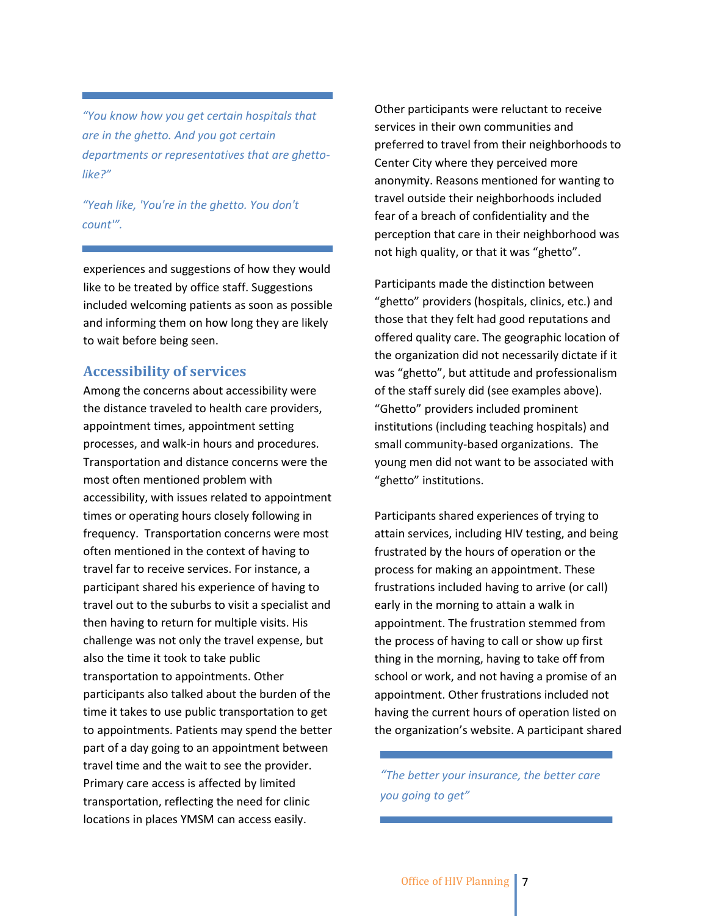*"You know how you get certain hospitals that are in the ghetto. And you got certain departments or representatives that are ghetto-like?"*

*"Yeah like, 'You're in the ghetto. You don't count'".*

experiences and suggestions of how they would like to be treated by office staff. Suggestions included welcoming patients as soon as possible and informing them on how long they are likely to wait before being seen.

## Accessibility of services

Among the concerns about accessibility were the distance traveled to health care providers, appointment times, appointment setting processes, and walk-in hours and procedures. Transportation and distance concerns were the most often mentioned problem with accessibility, with issues related to appointment times or operating hours closely following in frequency. Transportation concerns were most often mentioned in the context of having to travel far to receive services. For instance, a participant shared his experience of having to travel out to the suburbs to visit a specialist and then having to return for multiple visits. His challenge was not only the travel expense, but also the time it took to take public transportation to appointments. Other participants also talked about the burden of the time it takes to use public transportation to get to appointments. Patients may spend the better part of a day going to an appointment between travel time and the wait to see the provider. Primary care access is affected by limited transportation, reflecting the need for clinic locations in places YMSM can access easily.

Other participants were reluctant to receive services in their own communities and preferred to travel from their neighborhoods to Center City where they perceived more anonymity. Reasons mentioned for wanting to travel outside their neighborhoods included fear of a breach of confidentiality and the perception that care in their neighborhood was not high quality, or that it was "ghetto".

Participants made the distinction between "ghetto" providers (hospitals, clinics, etc.) and those that they felt had good reputations and offered quality care. The geographic location of the organization did not necessarily dictate if it was "ghetto", but attitude and professionalism of the staff surely did (see examples above). "Ghetto" providers included prominent institutions (including teaching hospitals) and small community-based organizations. The young men did not want to be associated with "ghetto" institutions.

Participants shared experiences of trying to attain services, including HIV testing, and being frustrated by the hours of operation or the process for making an appointment. These frustrations included having to arrive (or call) early in the morning to attain a walk in appointment. The frustration stemmed from the process of having to call or show up first thing in the morning, having to take off from school or work, and not having a promise of an appointment. Other frustrations included not having the current hours of operation listed on the organization's website. A participant shared

*"The better your insurance, the better care you going to get"*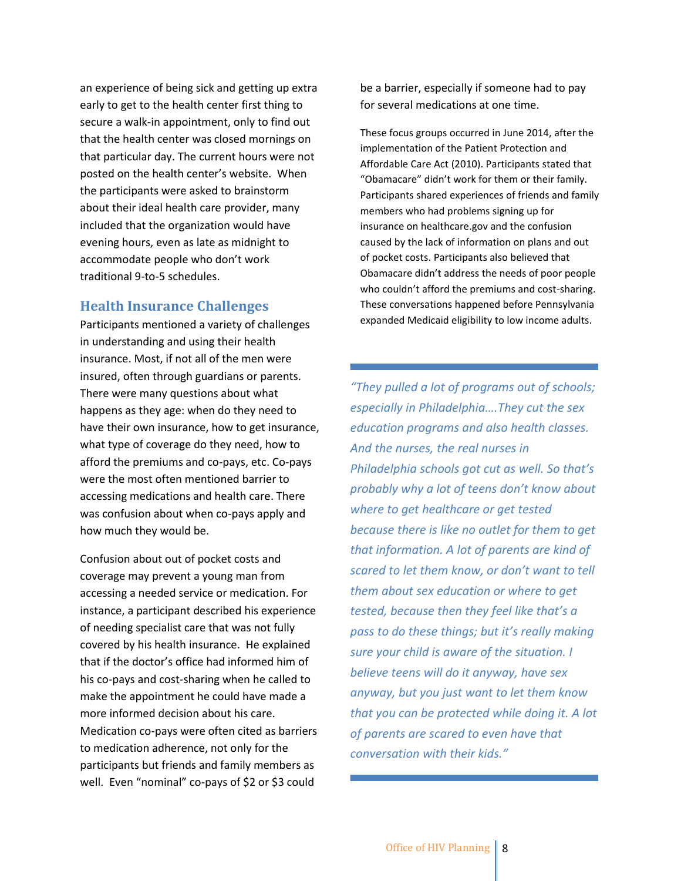an experience of being sick and getting up extra early to get to the health center first thing to secure a walk-in appointment, only to find out that the health center was closed mornings on that particular day. The current hours were not posted on the health center's website. When the participants were asked to brainstorm about their ideal health care provider, many included that the organization would have evening hours, even as late as midnight to accommodate people who don't work traditional 9-to-5 schedules.

## Health Insurance Challenges

Participants mentioned a variety of challenges in understanding and using their health insurance. Most, if not all of the men were insured, often through guardians or parents. There were many questions about what happens as they age: when do they need to have their own insurance, how to get insurance, what type of coverage do they need, how to afford the premiums and co-pays, etc. Co-pays were the most often mentioned barrier to accessing medications and health care. There was confusion about when co-pays apply and how much they would be.

Confusion about out of pocket costs and coverage may prevent a young man from accessing a needed service or medication. For instance, a participant described his experience of needing specialist care that was not fully covered by his health insurance. He explained that if the doctor's office had informed him of his co-pays and cost-sharing when he called to make the appointment he could have made a more informed decision about his care. Medication co-pays were often cited as barriers to medication adherence, not only for the participants but friends and family members as well. Even "nominal" co-pays of $2 or $3 could be a barrier, especially if someone had to pay for several medications at one time.

These focus groups occurred in June 2014, after the implementation of the Patient Protection and Affordable Care Act (2010). Participants stated that "Obamacare" didn't work for them or their family. Participants shared experiences of friends and family members who had problems signing up for insurance on healthcare.gov and the confusion caused by the lack of information on plans and out of pocket costs. Participants also believed that Obamacare didn't address the needs of poor people who couldn't afford the premiums and cost-sharing. These conversations happened before Pennsylvania expanded Medicaid eligibility to low income adults.

*"They pulled a lot of programs out of schools; especially in Philadelphia….They cut the sex education programs and also health classes. And the nurses, the real nurses in Philadelphia schools got cut as well. So that's probably why a lot of teens don't know about where to get healthcare or get tested because there is like no outlet for them to get that information. A lot of parents are kind of scared to let them know, or don't want to tell them about sex education or where to get tested, because then they feel like that's a pass to do these things; but it's really making sure your child is aware of the situation. I believe teens will do it anyway, have sex anyway, but you just want to let them know that you can be protected while doing it. A lot of parents are scared to even have that conversation with their kids."*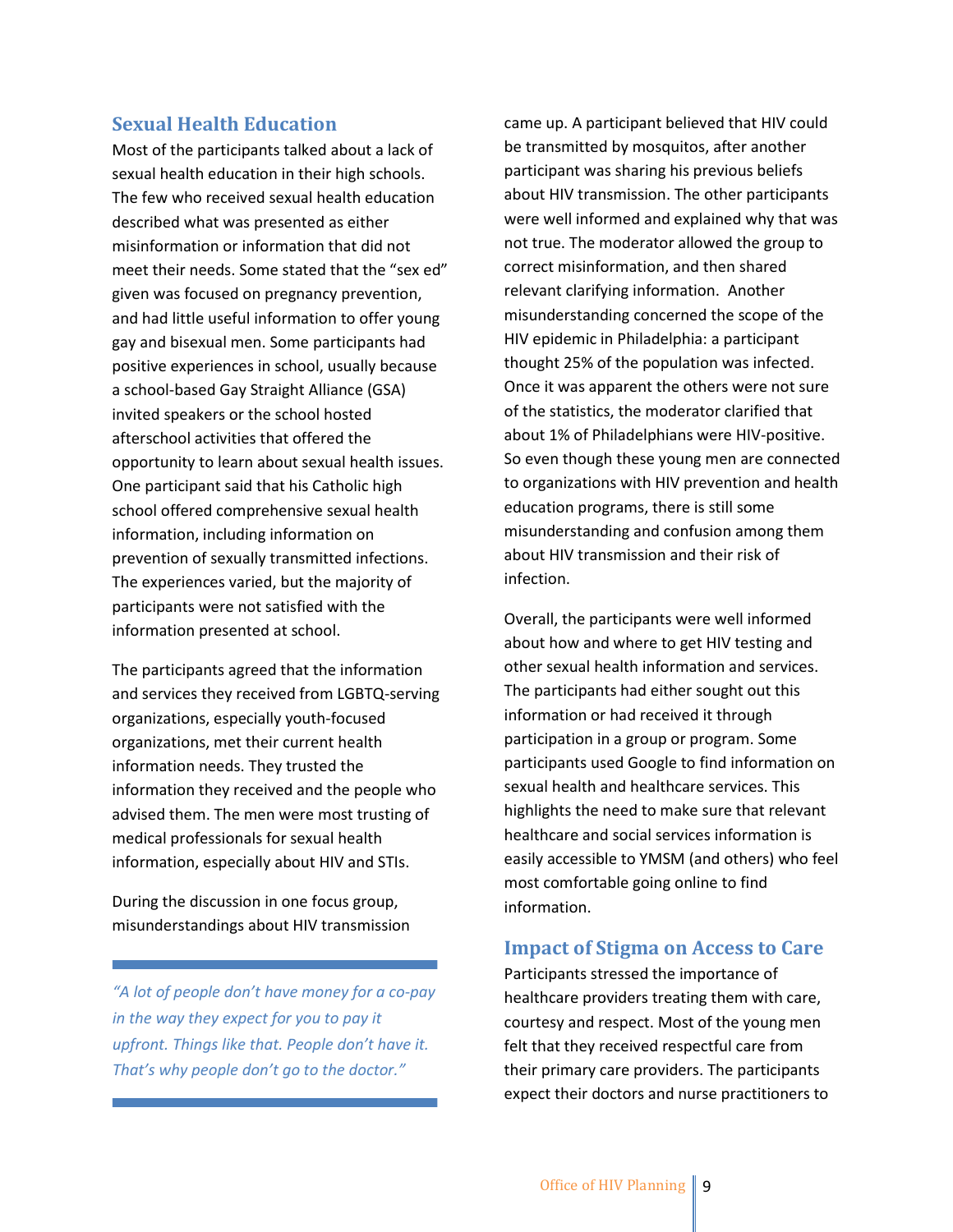## Sexual Health Education

Most of the participants talked about a lack of sexual health education in their high schools. The few who received sexual health education described what was presented as either misinformation or information that did not meet their needs. Some stated that the "sex ed" given was focused on pregnancy prevention, and had little useful information to offer young gay and bisexual men. Some participants had positive experiences in school, usually because a school-based Gay Straight Alliance (GSA) invited speakers or the school hosted afterschool activities that offered the opportunity to learn about sexual health issues. One participant said that his Catholic high school offered comprehensive sexual health information, including information on prevention of sexually transmitted infections. The experiences varied, but the majority of participants were not satisfied with the information presented at school.

The participants agreed that the information and services they received from LGBTQ-serving organizations, especially youth-focused organizations, met their current health information needs. They trusted the information they received and the people who advised them. The men were most trusting of medical professionals for sexual health information, especially about HIV and STIs.

During the discussion in one focus group, misunderstandings about HIV transmission came up. A participant believed that HIV could be transmitted by mosquitos, after another participant was sharing his previous beliefs about HIV transmission. The other participants were well informed and explained why that was not true. The moderator allowed the group to correct misinformation, and then shared relevant clarifying information. Another misunderstanding concerned the scope of the HIV epidemic in Philadelphia: a participant thought 25% of the population was infected. Once it was apparent the others were not sure of the statistics, the moderator clarified that about 1% of Philadelphians were HIV-positive. So even though these young men are connected to organizations with HIV prevention and health education programs, there is still some misunderstanding and confusion among them about HIV transmission and their risk of infection.

> *"A lot of people don't have money for a co-pay in the way they expect for you to pay it upfront. Things like that. People don't have it. That's why people don't go to the doctor."*

Overall, the participants were well informed about how and where to get HIV testing and other sexual health information and services. The participants had either sought out this information or had received it through participation in a group or program. Some participants used Google to find information on sexual health and healthcare services. This highlights the need to make sure that relevant healthcare and social services information is easily accessible to YMSM (and others) who feel most comfortable going online to find information.

## Impact of Stigma on Access to Care

Participants stressed the importance of healthcare providers treating them with care, courtesy and respect. Most of the young men felt that they received respectful care from their primary care providers. The participants expect their doctors and nurse practitioners to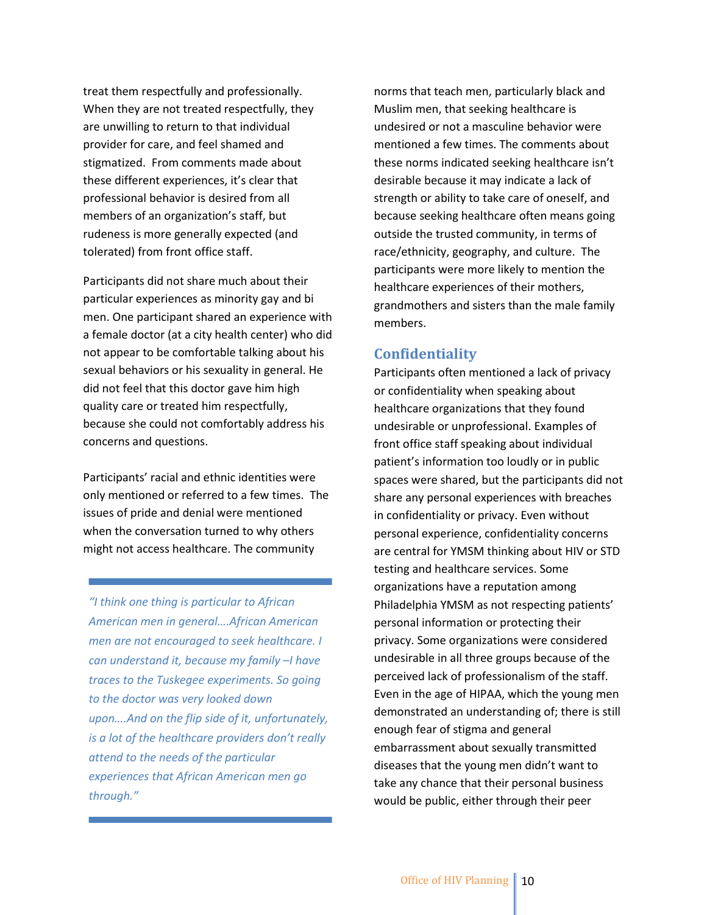treat them respectfully and professionally. When they are not treated respectfully, they are unwilling to return to that individual provider for care, and feel shamed and stigmatized. From comments made about these different experiences, it's clear that professional behavior is desired from all members of an organization's staff, but rudeness is more generally expected (and tolerated) from front office staff.

Participants did not share much about their particular experiences as minority gay and bi men. One participant shared an experience with a female doctor (at a city health center) who did not appear to be comfortable talking about his sexual behaviors or his sexuality in general. He did not feel that this doctor gave him high quality care or treated him respectfully, because she could not comfortably address his concerns and questions.

Participants' racial and ethnic identities were only mentioned or referred to a few times. The issues of pride and denial were mentioned when the conversation turned to why others might not access healthcare. The community norms that teach men, particularly black and Muslim men, that seeking healthcare is undesired or not a masculine behavior were mentioned a few times. The comments about these norms indicated seeking healthcare isn't desirable because it may indicate a lack of strength or ability to take care of oneself, and because seeking healthcare often means going outside the trusted community, in terms of race/ethnicity, geography, and culture. The participants were more likely to mention the healthcare experiences of their mothers, grandmothers and sisters than the male family members.

> *"I think one thing is particular to African American men in general….African American men are not encouraged to seek healthcare. I can understand it, because my family –I have traces to the Tuskegee experiments. So going to the doctor was very looked down upon….And on the flip side of it, unfortunately, is a lot of the healthcare providers don't really attend to the needs of the particular experiences that African American men go through."*

## Confidentiality

Participants often mentioned a lack of privacy or confidentiality when speaking about healthcare organizations that they found undesirable or unprofessional. Examples of front office staff speaking about individual patient's information too loudly or in public spaces were shared, but the participants did not share any personal experiences with breaches in confidentiality or privacy. Even without personal experience, confidentiality concerns are central for YMSM thinking about HIV or STD testing and healthcare services. Some organizations have a reputation among Philadelphia YMSM as not respecting patients' personal information or protecting their privacy. Some organizations were considered undesirable in all three groups because of the perceived lack of professionalism of the staff. Even in the age of HIPAA, which the young men demonstrated an understanding of; there is still enough fear of stigma and general embarrassment about sexually transmitted diseases that the young men didn't want to take any chance that their personal business would be public, either through their peer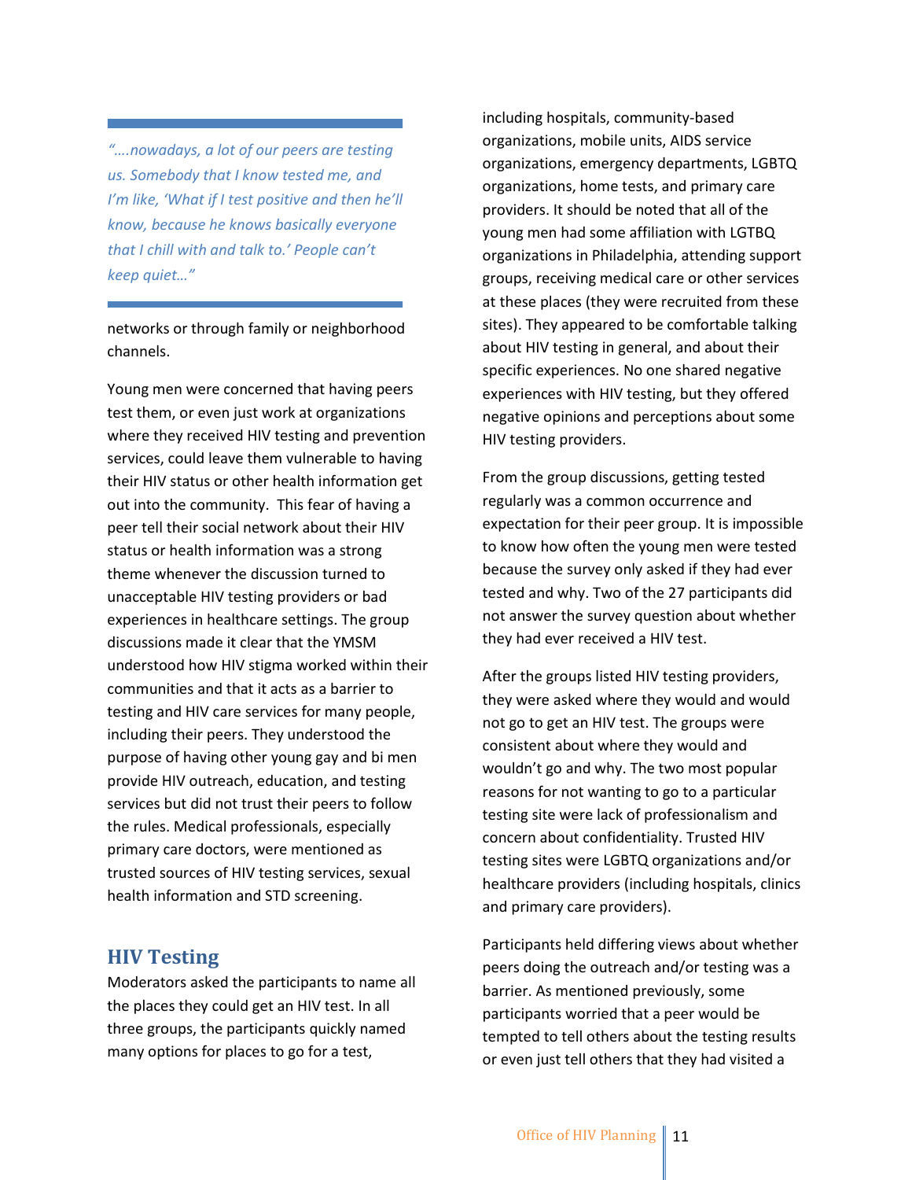> *"….nowadays, a lot of our peers are testing us. Somebody that I know tested me, and I'm like, 'What if I test positive and then he'll know, because he knows basically everyone that I chill with and talk to.' People can't keep quiet…"*

networks or through family or neighborhood channels.

Young men were concerned that having peers test them, or even just work at organizations where they received HIV testing and prevention services, could leave them vulnerable to having their HIV status or other health information get out into the community. This fear of having a peer tell their social network about their HIV status or health information was a strong theme whenever the discussion turned to unacceptable HIV testing providers or bad experiences in healthcare settings. The group discussions made it clear that the YMSM understood how HIV stigma worked within their communities and that it acts as a barrier to testing and HIV care services for many people, including their peers. They understood the purpose of having other young gay and bi men provide HIV outreach, education, and testing services but did not trust their peers to follow the rules. Medical professionals, especially primary care doctors, were mentioned as trusted sources of HIV testing services, sexual health information and STD screening.

## HIV Testing

Moderators asked the participants to name all the places they could get an HIV test. In all three groups, the participants quickly named many options for places to go for a test, including hospitals, community-based organizations, mobile units, AIDS service organizations, emergency departments, LGBTQ organizations, home tests, and primary care providers. It should be noted that all of the young men had some affiliation with LGTBQ organizations in Philadelphia, attending support groups, receiving medical care or other services at these places (they were recruited from these sites). They appeared to be comfortable talking about HIV testing in general, and about their specific experiences. No one shared negative experiences with HIV testing, but they offered negative opinions and perceptions about some HIV testing providers.

From the group discussions, getting tested regularly was a common occurrence and expectation for their peer group. It is impossible to know how often the young men were tested because the survey only asked if they had ever tested and why. Two of the 27 participants did not answer the survey question about whether they had ever received a HIV test.

After the groups listed HIV testing providers, they were asked where they would and would not go to get an HIV test. The groups were consistent about where they would and wouldn't go and why. The two most popular reasons for not wanting to go to a particular testing site were lack of professionalism and concern about confidentiality. Trusted HIV testing sites were LGBTQ organizations and/or healthcare providers (including hospitals, clinics and primary care providers).

Participants held differing views about whether peers doing the outreach and/or testing was a barrier. As mentioned previously, some participants worried that a peer would be tempted to tell others about the testing results or even just tell others that they had visited a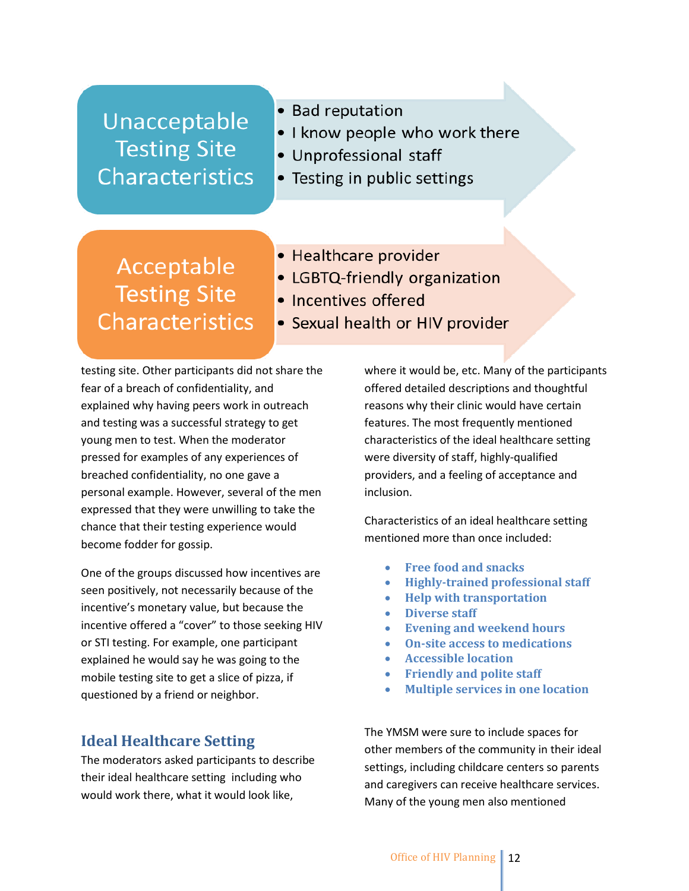**Unacceptable Testing Site Characteristics**

- Bad reputation
- I know people who work there
- Unprofessional staff
- Testing in public settings

**Acceptable Testing Site Characteristics**

- Healthcare provider
- LGBTQ-friendly organization
- Incentives offered
- Sexual health or HIV provider

testing site. Other participants did not share the fear of a breach of confidentiality, and explained why having peers work in outreach and testing was a successful strategy to get young men to test. When the moderator pressed for examples of any experiences of breached confidentiality, no one gave a personal example. However, several of the men expressed that they were unwilling to take the chance that their testing experience would become fodder for gossip.

One of the groups discussed how incentives are seen positively, not necessarily because of the incentive's monetary value, but because the incentive offered a "cover" to those seeking HIV or STI testing. For example, one participant explained he would say he was going to the mobile testing site to get a slice of pizza, if questioned by a friend or neighbor.

## Ideal Healthcare Setting

The moderators asked participants to describe their ideal healthcare setting including who would work there, what it would look like, where it would be, etc. Many of the participants offered detailed descriptions and thoughtful reasons why their clinic would have certain features. The most frequently mentioned characteristics of the ideal healthcare setting were diversity of staff, highly-qualified providers, and a feeling of acceptance and inclusion.

Characteristics of an ideal healthcare setting mentioned more than once included:

- **Free food and snacks**
- **Highly-trained professional staff**
- **Help with transportation**
- **Diverse staff**
- **Evening and weekend hours**
- **On-site access to medications**
- **Accessible location**
- **Friendly and polite staff**
- **Multiple services in one location**

The YMSM were sure to include spaces for other members of the community in their ideal settings, including childcare centers so parents and caregivers can receive healthcare services. Many of the young men also mentioned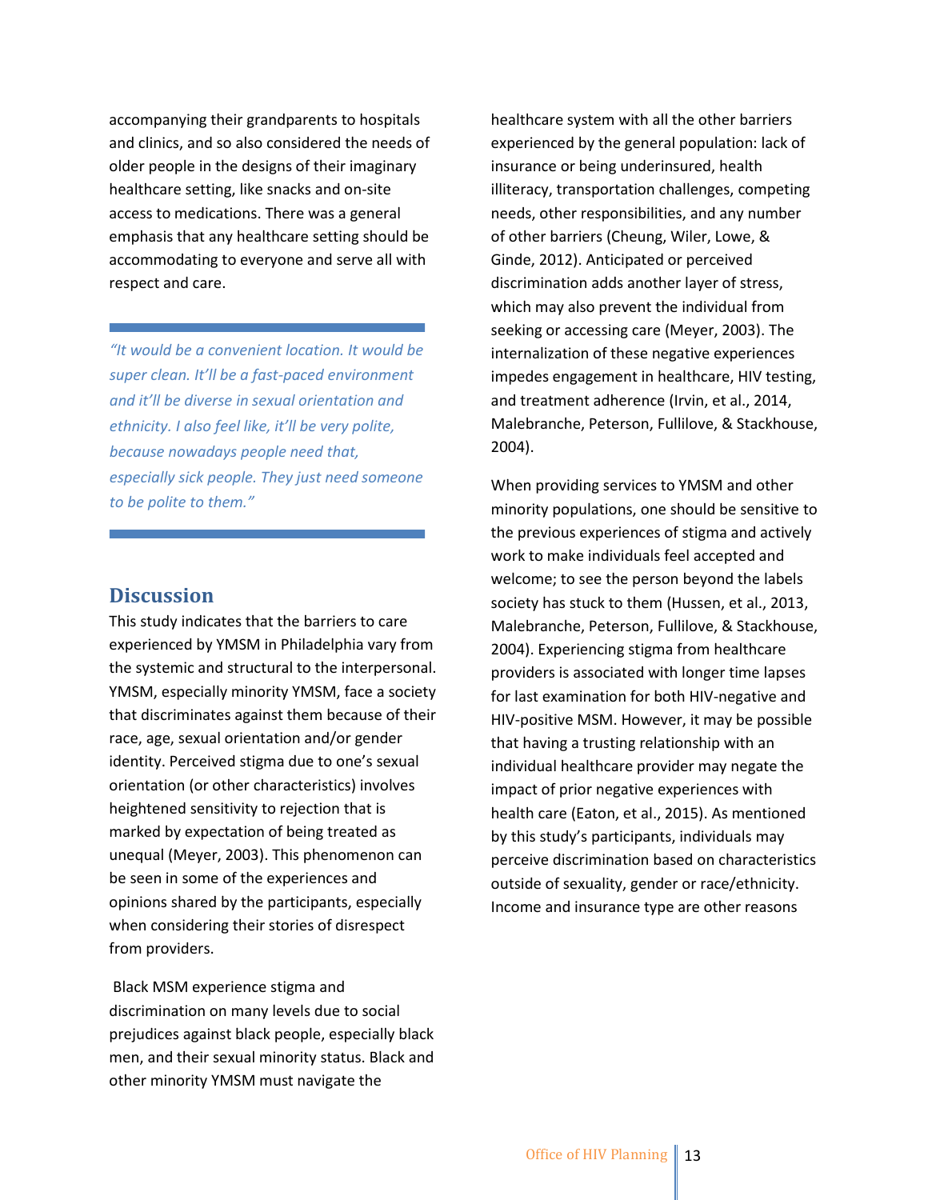accompanying their grandparents to hospitals and clinics, and so also considered the needs of older people in the designs of their imaginary healthcare setting, like snacks and on-site access to medications. There was a general emphasis that any healthcare setting should be accommodating to everyone and serve all with respect and care.

> *"It would be a convenient location. It would be super clean. It'll be a fast-paced environment and it'll be diverse in sexual orientation and ethnicity. I also feel like, it'll be very polite, because nowadays people need that, especially sick people. They just need someone to be polite to them."*

## Discussion

This study indicates that the barriers to care experienced by YMSM in Philadelphia vary from the systemic and structural to the interpersonal. YMSM, especially minority YMSM, face a society that discriminates against them because of their race, age, sexual orientation and/or gender identity. Perceived stigma due to one's sexual orientation (or other characteristics) involves heightened sensitivity to rejection that is marked by expectation of being treated as unequal (Meyer, 2003). This phenomenon can be seen in some of the experiences and opinions shared by the participants, especially when considering their stories of disrespect from providers.

Black MSM experience stigma and discrimination on many levels due to social prejudices against black people, especially black men, and their sexual minority status. Black and other minority YMSM must navigate the healthcare system with all the other barriers experienced by the general population: lack of insurance or being underinsured, health illiteracy, transportation challenges, competing needs, other responsibilities, and any number of other barriers (Cheung, Wiler, Lowe, & Ginde, 2012). Anticipated or perceived discrimination adds another layer of stress, which may also prevent the individual from seeking or accessing care (Meyer, 2003). The internalization of these negative experiences impedes engagement in healthcare, HIV testing, and treatment adherence (Irvin, et al., 2014, Malebranche, Peterson, Fullilove, & Stackhouse, 2004).

When providing services to YMSM and other minority populations, one should be sensitive to the previous experiences of stigma and actively work to make individuals feel accepted and welcome; to see the person beyond the labels society has stuck to them (Hussen, et al., 2013, Malebranche, Peterson, Fullilove, & Stackhouse, 2004). Experiencing stigma from healthcare providers is associated with longer time lapses for last examination for both HIV-negative and HIV-positive MSM. However, it may be possible that having a trusting relationship with an individual healthcare provider may negate the impact of prior negative experiences with health care (Eaton, et al., 2015). As mentioned by this study's participants, individuals may perceive discrimination based on characteristics outside of sexuality, gender or race/ethnicity. Income and insurance type are other reasons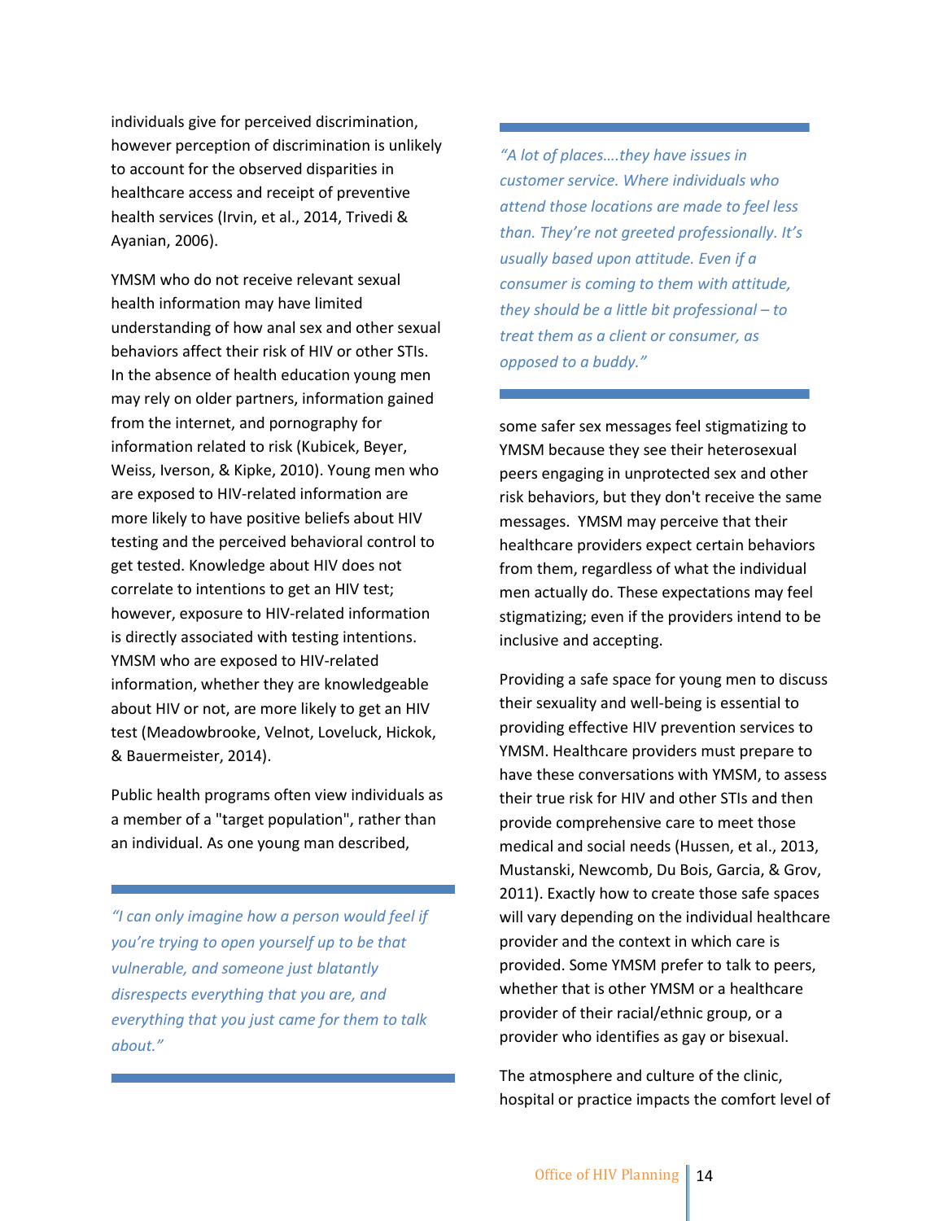individuals give for perceived discrimination, however perception of discrimination is unlikely to account for the observed disparities in healthcare access and receipt of preventive health services (Irvin, et al., 2014, Trivedi & Ayanian, 2006).

YMSM who do not receive relevant sexual health information may have limited understanding of how anal sex and other sexual behaviors affect their risk of HIV or other STIs. In the absence of health education young men may rely on older partners, information gained from the internet, and pornography for information related to risk (Kubicek, Beyer, Weiss, Iverson, & Kipke, 2010). Young men who are exposed to HIV-related information are more likely to have positive beliefs about HIV testing and the perceived behavioral control to get tested. Knowledge about HIV does not correlate to intentions to get an HIV test; however, exposure to HIV-related information is directly associated with testing intentions. YMSM who are exposed to HIV-related information, whether they are knowledgeable about HIV or not, are more likely to get an HIV test (Meadowbrooke, Velnot, Loveluck, Hickok, & Bauermeister, 2014).

Public health programs often view individuals as a member of a "target population", rather than an individual. As one young man described,

> *"I can only imagine how a person would feel if you're trying to open yourself up to be that vulnerable, and someone just blatantly disrespects everything that you are, and everything that you just came for them to talk about."*

> *"A lot of places….they have issues in customer service. Where individuals who attend those locations are made to feel less than. They're not greeted professionally. It's usually based upon attitude. Even if a consumer is coming to them with attitude, they should be a little bit professional – to treat them as a client or consumer, as opposed to a buddy."*

some safer sex messages feel stigmatizing to YMSM because they see their heterosexual peers engaging in unprotected sex and other risk behaviors, but they don't receive the same messages. YMSM may perceive that their healthcare providers expect certain behaviors from them, regardless of what the individual men actually do. These expectations may feel stigmatizing; even if the providers intend to be inclusive and accepting.

Providing a safe space for young men to discuss their sexuality and well-being is essential to providing effective HIV prevention services to YMSM. Healthcare providers must prepare to have these conversations with YMSM, to assess their true risk for HIV and other STIs and then provide comprehensive care to meet those medical and social needs (Hussen, et al., 2013, Mustanski, Newcomb, Du Bois, Garcia, & Grov, 2011). Exactly how to create those safe spaces will vary depending on the individual healthcare provider and the context in which care is provided. Some YMSM prefer to talk to peers, whether that is other YMSM or a healthcare provider of their racial/ethnic group, or a provider who identifies as gay or bisexual.

The atmosphere and culture of the clinic, hospital or practice impacts the comfort level of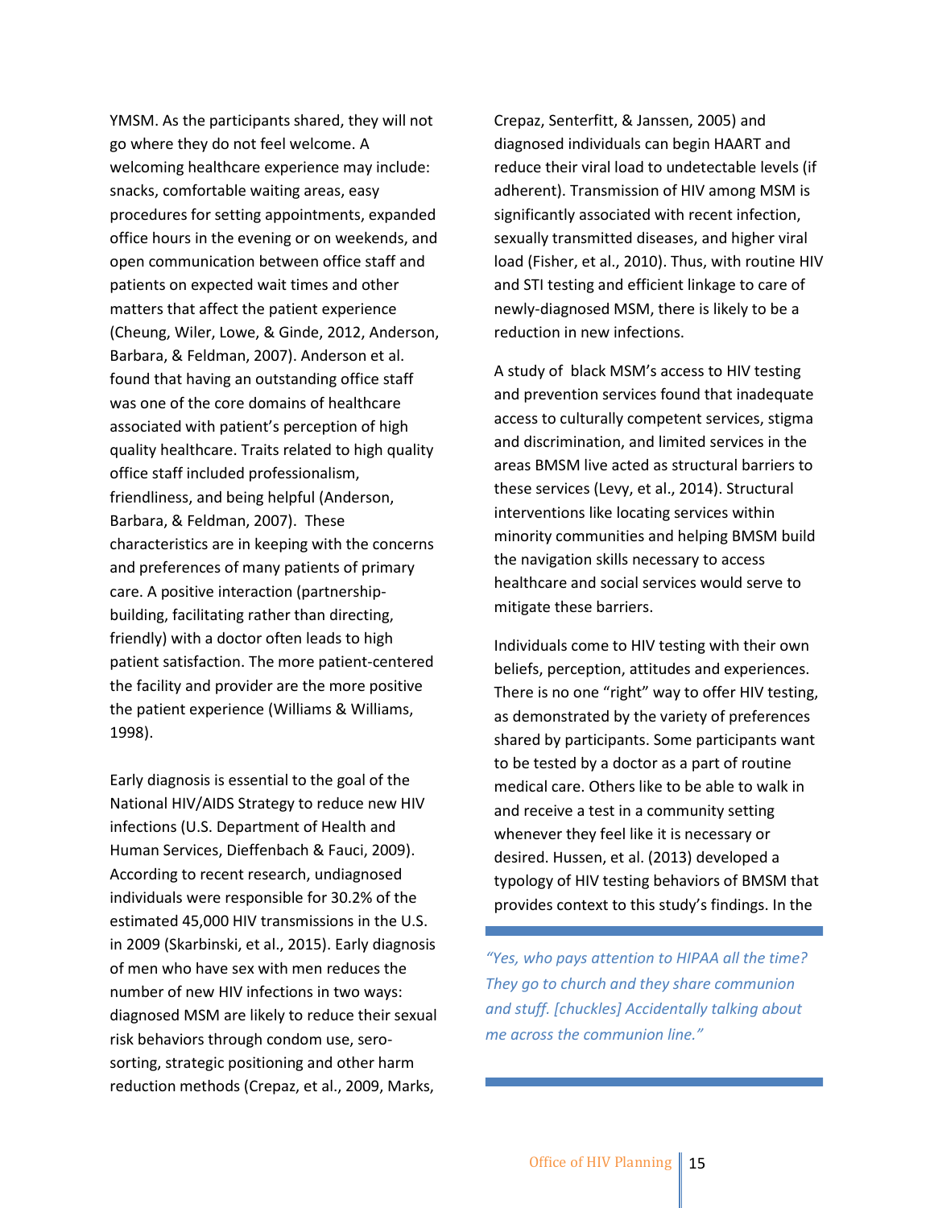YMSM. As the participants shared, they will not go where they do not feel welcome. A welcoming healthcare experience may include: snacks, comfortable waiting areas, easy procedures for setting appointments, expanded office hours in the evening or on weekends, and open communication between office staff and patients on expected wait times and other matters that affect the patient experience (Cheung, Wiler, Lowe, & Ginde, 2012, Anderson, Barbara, & Feldman, 2007). Anderson et al. found that having an outstanding office staff was one of the core domains of healthcare associated with patient's perception of high quality healthcare. Traits related to high quality office staff included professionalism, friendliness, and being helpful (Anderson, Barbara, & Feldman, 2007). These characteristics are in keeping with the concerns and preferences of many patients of primary care. A positive interaction (partnership-building, facilitating rather than directing, friendly) with a doctor often leads to high patient satisfaction. The more patient-centered the facility and provider are the more positive the patient experience (Williams & Williams, 1998).

Early diagnosis is essential to the goal of the National HIV/AIDS Strategy to reduce new HIV infections (U.S. Department of Health and Human Services, Dieffenbach & Fauci, 2009). According to recent research, undiagnosed individuals were responsible for 30.2% of the estimated 45,000 HIV transmissions in the U.S. in 2009 (Skarbinski, et al., 2015). Early diagnosis of men who have sex with men reduces the number of new HIV infections in two ways: diagnosed MSM are likely to reduce their sexual risk behaviors through condom use, sero-sorting, strategic positioning and other harm reduction methods (Crepaz, et al., 2009, Marks, Crepaz, Senterfitt, & Janssen, 2005) and diagnosed individuals can begin HAART and reduce their viral load to undetectable levels (if adherent). Transmission of HIV among MSM is significantly associated with recent infection, sexually transmitted diseases, and higher viral load (Fisher, et al., 2010). Thus, with routine HIV and STI testing and efficient linkage to care of newly-diagnosed MSM, there is likely to be a reduction in new infections.

A study of black MSM's access to HIV testing and prevention services found that inadequate access to culturally competent services, stigma and discrimination, and limited services in the areas BMSM live acted as structural barriers to these services (Levy, et al., 2014). Structural interventions like locating services within minority communities and helping BMSM build the navigation skills necessary to access healthcare and social services would serve to mitigate these barriers.

Individuals come to HIV testing with their own beliefs, perception, attitudes and experiences. There is no one "right" way to offer HIV testing, as demonstrated by the variety of preferences shared by participants. Some participants want to be tested by a doctor as a part of routine medical care. Others like to be able to walk in and receive a test in a community setting whenever they feel like it is necessary or desired. Hussen, et al. (2013) developed a typology of HIV testing behaviors of BMSM that provides context to this study's findings. In the

*"Yes, who pays attention to HIPAA all the time? They go to church and they share communion and stuff. [chuckles] Accidentally talking about me across the communion line."*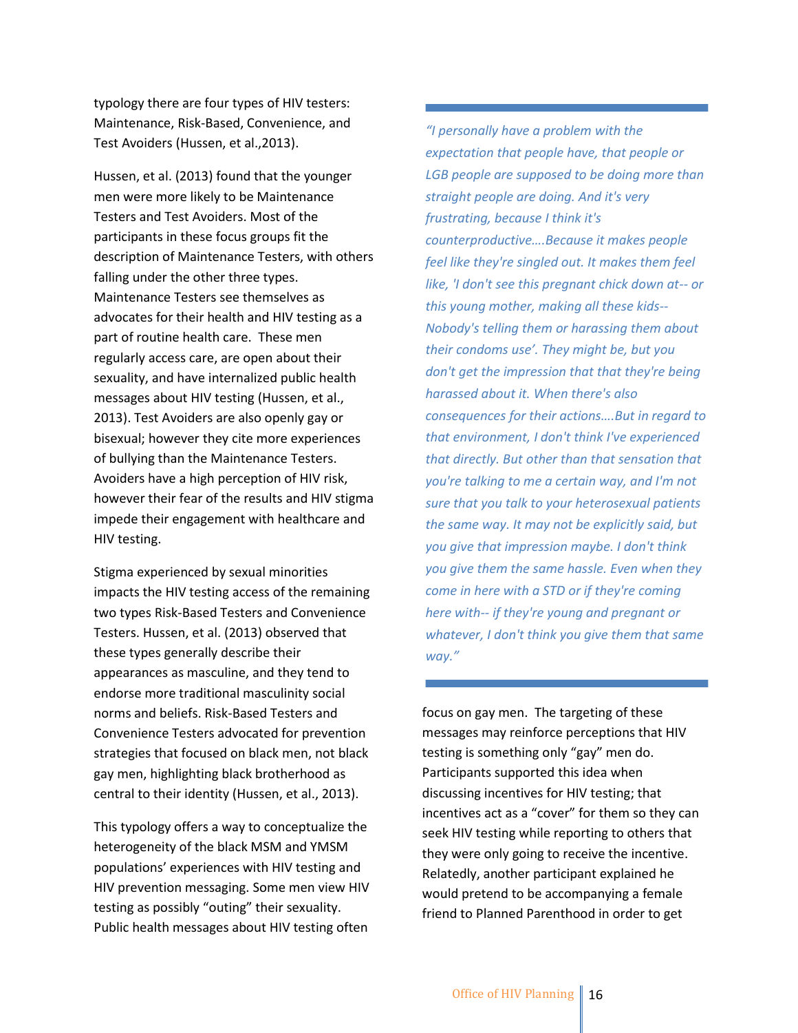typology there are four types of HIV testers: Maintenance, Risk-Based, Convenience, and Test Avoiders (Hussen, et al.,2013).

Hussen, et al. (2013) found that the younger men were more likely to be Maintenance Testers and Test Avoiders. Most of the participants in these focus groups fit the description of Maintenance Testers, with others falling under the other three types. Maintenance Testers see themselves as advocates for their health and HIV testing as a part of routine health care. These men regularly access care, are open about their sexuality, and have internalized public health messages about HIV testing (Hussen, et al., 2013). Test Avoiders are also openly gay or bisexual; however they cite more experiences of bullying than the Maintenance Testers. Avoiders have a high perception of HIV risk, however their fear of the results and HIV stigma impede their engagement with healthcare and HIV testing.

Stigma experienced by sexual minorities impacts the HIV testing access of the remaining two types Risk-Based Testers and Convenience Testers. Hussen, et al. (2013) observed that these types generally describe their appearances as masculine, and they tend to endorse more traditional masculinity social norms and beliefs. Risk-Based Testers and Convenience Testers advocated for prevention strategies that focused on black men, not black gay men, highlighting black brotherhood as central to their identity (Hussen, et al., 2013).

This typology offers a way to conceptualize the heterogeneity of the black MSM and YMSM populations' experiences with HIV testing and HIV prevention messaging. Some men view HIV testing as possibly "outing" their sexuality. Public health messages about HIV testing often focus on gay men. The targeting of these messages may reinforce perceptions that HIV testing is something only "gay" men do. Participants supported this idea when discussing incentives for HIV testing; that incentives act as a "cover" for them so they can seek HIV testing while reporting to others that they were only going to receive the incentive. Relatedly, another participant explained he would pretend to be accompanying a female friend to Planned Parenthood in order to get

> *"I personally have a problem with the expectation that people have, that people or LGB people are supposed to be doing more than straight people are doing. And it's very frustrating, because I think it's counterproductive….Because it makes people feel like they're singled out. It makes them feel like, 'I don't see this pregnant chick down at-- or this young mother, making all these kids-- Nobody's telling them or harassing them about their condoms use'. They might be, but you don't get the impression that that they're being harassed about it. When there's also consequences for their actions….But in regard to that environment, I don't think I've experienced that directly. But other than that sensation that you're talking to me a certain way, and I'm not sure that you talk to your heterosexual patients the same way. It may not be explicitly said, but you give that impression maybe. I don't think you give them the same hassle. Even when they come in here with a STD or if they're coming here with-- if they're young and pregnant or whatever, I don't think you give them that same way."*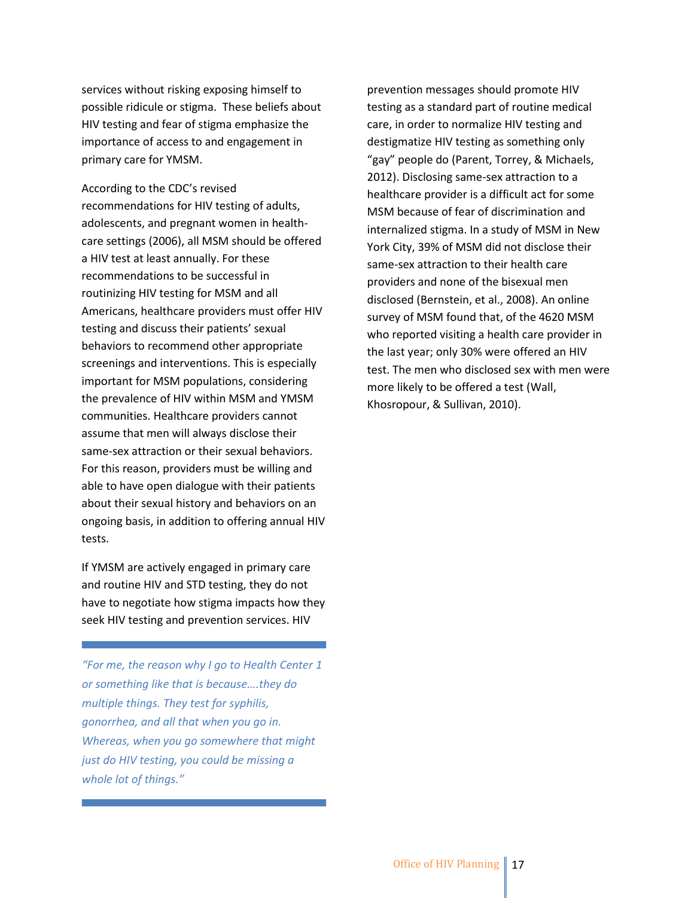services without risking exposing himself to possible ridicule or stigma. These beliefs about HIV testing and fear of stigma emphasize the importance of access to and engagement in primary care for YMSM.

According to the CDC's revised recommendations for HIV testing of adults, adolescents, and pregnant women in health-care settings (2006), all MSM should be offered a HIV test at least annually. For these recommendations to be successful in routinizing HIV testing for MSM and all Americans, healthcare providers must offer HIV testing and discuss their patients' sexual behaviors to recommend other appropriate screenings and interventions. This is especially important for MSM populations, considering the prevalence of HIV within MSM and YMSM communities. Healthcare providers cannot assume that men will always disclose their same-sex attraction or their sexual behaviors. For this reason, providers must be willing and able to have open dialogue with their patients about their sexual history and behaviors on an ongoing basis, in addition to offering annual HIV tests.

If YMSM are actively engaged in primary care and routine HIV and STD testing, they do not have to negotiate how stigma impacts how they seek HIV testing and prevention services. HIV prevention messages should promote HIV testing as a standard part of routine medical care, in order to normalize HIV testing and destigmatize HIV testing as something only "gay" people do (Parent, Torrey, & Michaels, 2012). Disclosing same-sex attraction to a healthcare provider is a difficult act for some MSM because of fear of discrimination and internalized stigma. In a study of MSM in New York City, 39% of MSM did not disclose their same-sex attraction to their health care providers and none of the bisexual men disclosed (Bernstein, et al., 2008). An online survey of MSM found that, of the 4620 MSM who reported visiting a health care provider in the last year; only 30% were offered an HIV test. The men who disclosed sex with men were more likely to be offered a test (Wall, Khosropour, & Sullivan, 2010).

> *"For me, the reason why I go to Health Center 1 or something like that is because….they do multiple things. They test for syphilis, gonorrhea, and all that when you go in. Whereas, when you go somewhere that might just do HIV testing, you could be missing a whole lot of things."*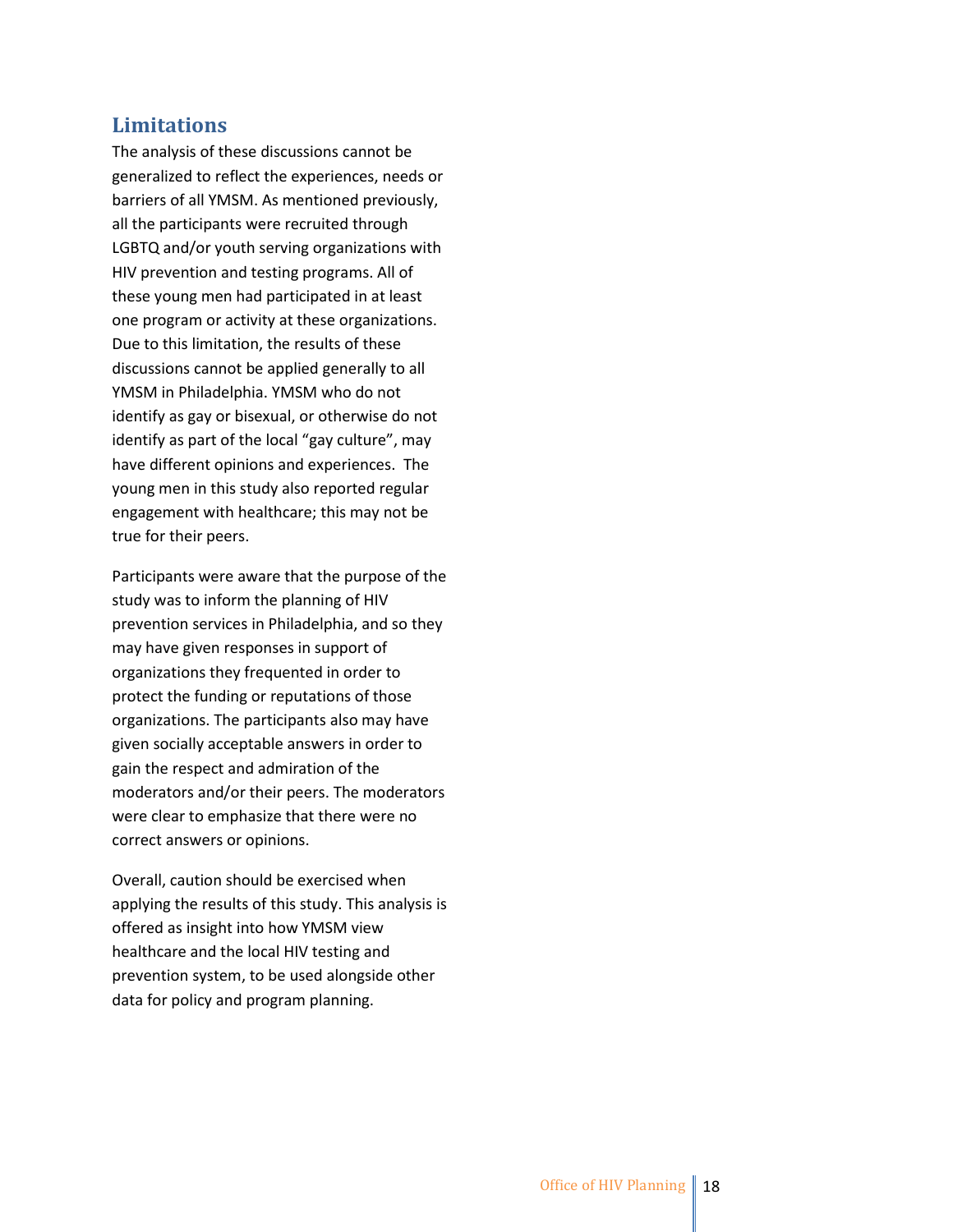## Limitations

The analysis of these discussions cannot be generalized to reflect the experiences, needs or barriers of all YMSM. As mentioned previously, all the participants were recruited through LGBTQ and/or youth serving organizations with HIV prevention and testing programs. All of these young men had participated in at least one program or activity at these organizations. Due to this limitation, the results of these discussions cannot be applied generally to all YMSM in Philadelphia. YMSM who do not identify as gay or bisexual, or otherwise do not identify as part of the local "gay culture", may have different opinions and experiences. The young men in this study also reported regular engagement with healthcare; this may not be true for their peers.

Participants were aware that the purpose of the study was to inform the planning of HIV prevention services in Philadelphia, and so they may have given responses in support of organizations they frequented in order to protect the funding or reputations of those organizations. The participants also may have given socially acceptable answers in order to gain the respect and admiration of the moderators and/or their peers. The moderators were clear to emphasize that there were no correct answers or opinions.

Overall, caution should be exercised when applying the results of this study. This analysis is offered as insight into how YMSM view healthcare and the local HIV testing and prevention system, to be used alongside other data for policy and program planning.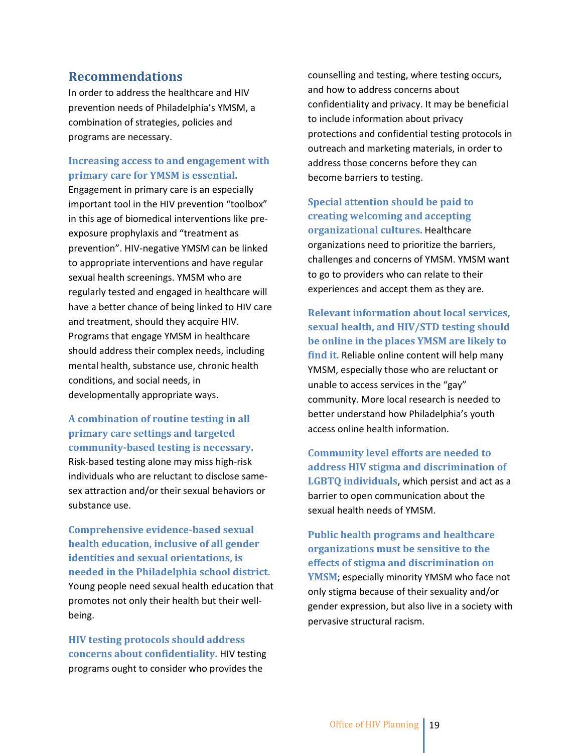## Recommendations

In order to address the healthcare and HIV prevention needs of Philadelphia's YMSM, a combination of strategies, policies and programs are necessary.

**Increasing access to and engagement with primary care for YMSM is essential.** Engagement in primary care is an especially important tool in the HIV prevention "toolbox" in this age of biomedical interventions like pre-exposure prophylaxis and "treatment as prevention". HIV-negative YMSM can be linked to appropriate interventions and have regular sexual health screenings. YMSM who are regularly tested and engaged in healthcare will have a better chance of being linked to HIV care and treatment, should they acquire HIV. Programs that engage YMSM in healthcare should address their complex needs, including mental health, substance use, chronic health conditions, and social needs, in developmentally appropriate ways.

**A combination of routine testing in all primary care settings and targeted community-based testing is necessary.** Risk-based testing alone may miss high-risk individuals who are reluctant to disclose same-sex attraction and/or their sexual behaviors or substance use.

**Comprehensive evidence-based sexual health education, inclusive of all gender identities and sexual orientations, is needed in the Philadelphia school district.** Young people need sexual health education that promotes not only their health but their well-being.

**HIV testing protocols should address concerns about confidentiality.** HIV testing programs ought to consider who provides the counselling and testing, where testing occurs, and how to address concerns about confidentiality and privacy. It may be beneficial to include information about privacy protections and confidential testing protocols in outreach and marketing materials, in order to address those concerns before they can become barriers to testing.

**Special attention should be paid to creating welcoming and accepting organizational cultures.** Healthcare organizations need to prioritize the barriers, challenges and concerns of YMSM. YMSM want to go to providers who can relate to their experiences and accept them as they are.

**Relevant information about local services, sexual health, and HIV/STD testing should be online in the places YMSM are likely to find it.** Reliable online content will help many YMSM, especially those who are reluctant or unable to access services in the "gay" community. More local research is needed to better understand how Philadelphia's youth access online health information.

**Community level efforts are needed to address HIV stigma and discrimination of LGBTQ individuals**, which persist and act as a barrier to open communication about the sexual health needs of YMSM.

**Public health programs and healthcare organizations must be sensitive to the effects of stigma and discrimination on YMSM**; especially minority YMSM who face not only stigma because of their sexuality and/or gender expression, but also live in a society with pervasive structural racism.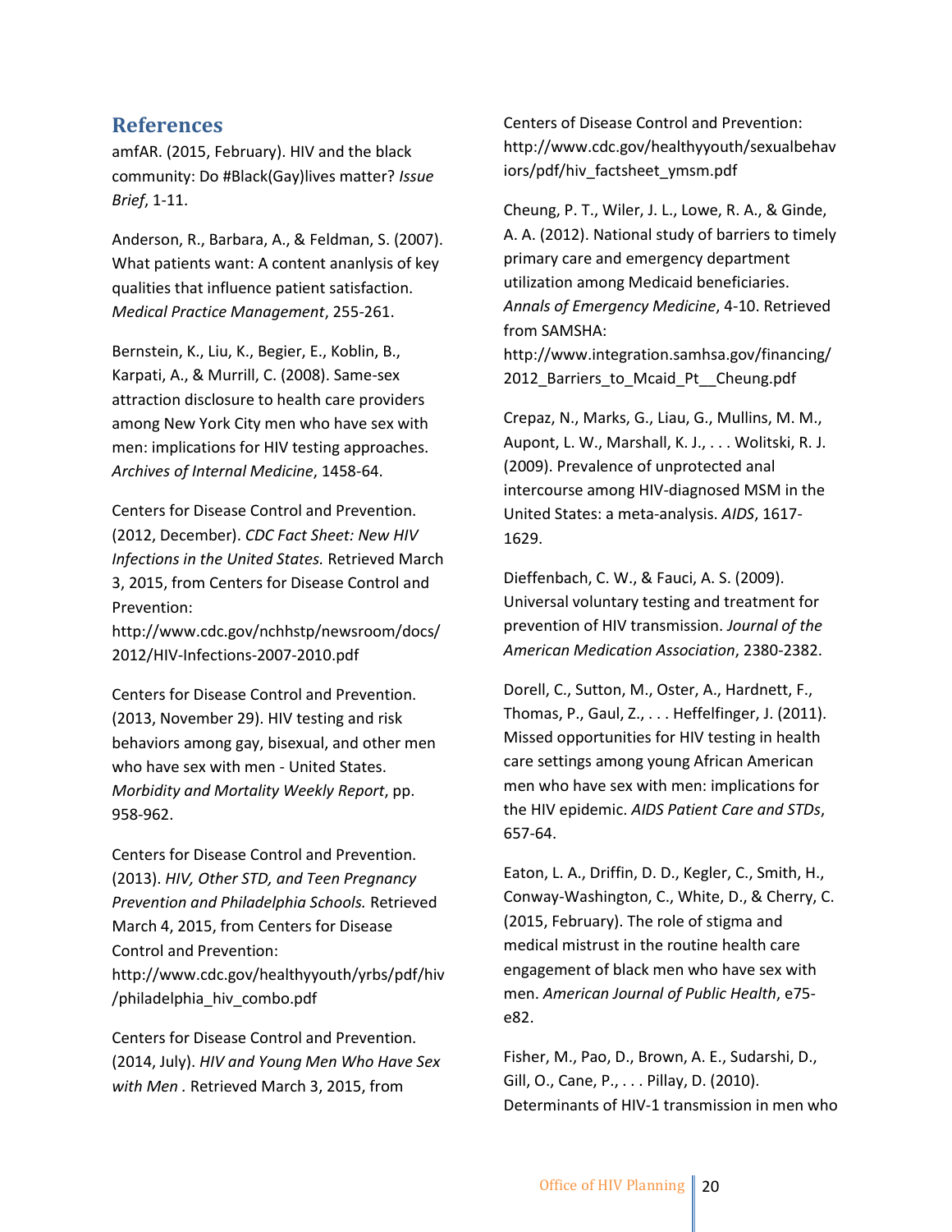## References

amfAR. (2015, February). HIV and the black community: Do #Black(Gay)lives matter? *Issue Brief*, 1-11.

Anderson, R., Barbara, A., & Feldman, S. (2007). What patients want: A content ananlysis of key qualities that influence patient satisfaction. *Medical Practice Management*, 255-261.

Bernstein, K., Liu, K., Begier, E., Koblin, B., Karpati, A., & Murrill, C. (2008). Same-sex attraction disclosure to health care providers among New York City men who have sex with men: implications for HIV testing approaches. *Archives of Internal Medicine*, 1458-64.

Centers for Disease Control and Prevention. (2012, December). *CDC Fact Sheet: New HIV Infections in the United States.* Retrieved March 3, 2015, from Centers for Disease Control and Prevention: http://www.cdc.gov/nchhstp/newsroom/docs/2012/HIV-Infections-2007-2010.pdf

Centers for Disease Control and Prevention. (2013, November 29). HIV testing and risk behaviors among gay, bisexual, and other men who have sex with men - United States. *Morbidity and Mortality Weekly Report*, pp. 958-962.

Centers for Disease Control and Prevention. (2013). *HIV, Other STD, and Teen Pregnancy Prevention and Philadelphia Schools.* Retrieved March 4, 2015, from Centers for Disease Control and Prevention: http://www.cdc.gov/healthyyouth/yrbs/pdf/hiv/philadelphia_hiv_combo.pdf

Centers for Disease Control and Prevention. (2014, July). *HIV and Young Men Who Have Sex with Men .* Retrieved March 3, 2015, from Centers of Disease Control and Prevention: http://www.cdc.gov/healthyyouth/sexualbehaviors/pdf/hiv_factsheet_ymsm.pdf

Cheung, P. T., Wiler, J. L., Lowe, R. A., & Ginde, A. A. (2012). National study of barriers to timely primary care and emergency department utilization among Medicaid beneficiaries. *Annals of Emergency Medicine*, 4-10. Retrieved from SAMSHA: http://www.integration.samhsa.gov/financing/2012_Barriers_to_Mcaid_Pt__Cheung.pdf

Crepaz, N., Marks, G., Liau, G., Mullins, M. M., Aupont, L. W., Marshall, K. J., . . . Wolitski, R. J. (2009). Prevalence of unprotected anal intercourse among HIV-diagnosed MSM in the United States: a meta-analysis. *AIDS*, 1617-1629.

Dieffenbach, C. W., & Fauci, A. S. (2009). Universal voluntary testing and treatment for prevention of HIV transmission. *Journal of the American Medication Association*, 2380-2382.

Dorell, C., Sutton, M., Oster, A., Hardnett, F., Thomas, P., Gaul, Z., . . . Heffelfinger, J. (2011). Missed opportunities for HIV testing in health care settings among young African American men who have sex with men: implications for the HIV epidemic. *AIDS Patient Care and STDs*, 657-64.

Eaton, L. A., Driffin, D. D., Kegler, C., Smith, H., Conway-Washington, C., White, D., & Cherry, C. (2015, February). The role of stigma and medical mistrust in the routine health care engagement of black men who have sex with men. *American Journal of Public Health*, e75-e82.

Fisher, M., Pao, D., Brown, A. E., Sudarshi, D., Gill, O., Cane, P., . . . Pillay, D. (2010). Determinants of HIV-1 transmission in men who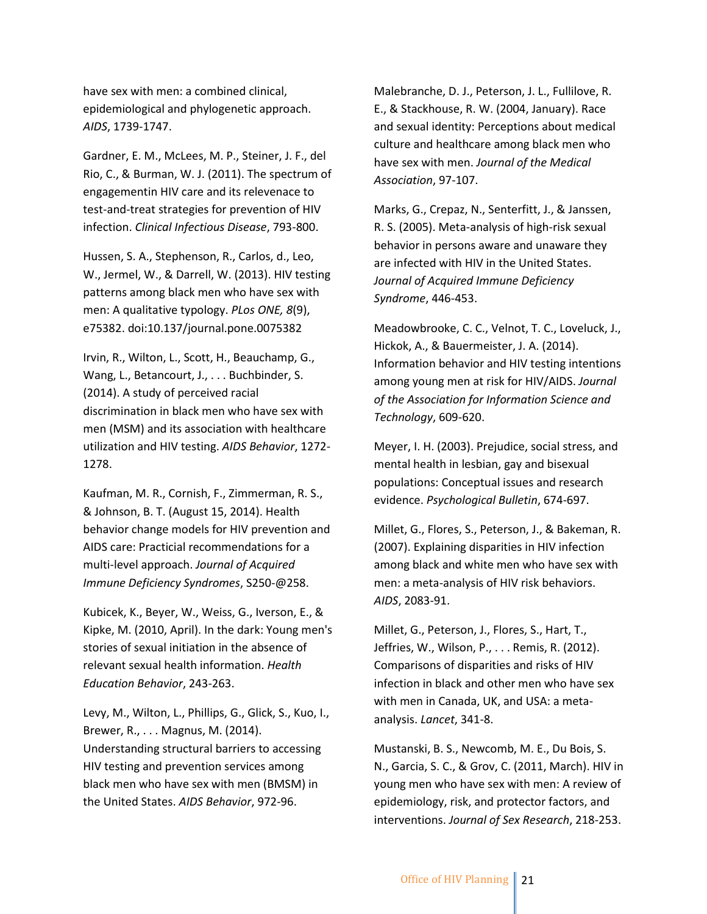have sex with men: a combined clinical, epidemiological and phylogenetic approach. *AIDS*, 1739-1747.

Gardner, E. M., McLees, M. P., Steiner, J. F., del Rio, C., & Burman, W. J. (2011). The spectrum of engagementin HIV care and its relevenace to test-and-treat strategies for prevention of HIV infection. *Clinical Infectious Disease*, 793-800.

Hussen, S. A., Stephenson, R., Carlos, d., Leo, W., Jermel, W., & Darrell, W. (2013). HIV testing patterns among black men who have sex with men: A qualitative typology. *PLos ONE, 8*(9), e75382. doi:10.137/journal.pone.0075382

Irvin, R., Wilton, L., Scott, H., Beauchamp, G., Wang, L., Betancourt, J., . . . Buchbinder, S. (2014). A study of perceived racial discrimination in black men who have sex with men (MSM) and its association with healthcare utilization and HIV testing. *AIDS Behavior*, 1272-1278.

Kaufman, M. R., Cornish, F., Zimmerman, R. S., & Johnson, B. T. (August 15, 2014). Health behavior change models for HIV prevention and AIDS care: Practicial recommendations for a multi-level approach. *Journal of Acquired Immune Deficiency Syndromes*, S250-@258.

Kubicek, K., Beyer, W., Weiss, G., Iverson, E., & Kipke, M. (2010, April). In the dark: Young men's stories of sexual initiation in the absence of relevant sexual health information. *Health Education Behavior*, 243-263.

Levy, M., Wilton, L., Phillips, G., Glick, S., Kuo, I., Brewer, R., . . . Magnus, M. (2014). Understanding structural barriers to accessing HIV testing and prevention services among black men who have sex with men (BMSM) in the United States. *AIDS Behavior*, 972-96.

Malebranche, D. J., Peterson, J. L., Fullilove, R. E., & Stackhouse, R. W. (2004, January). Race and sexual identity: Perceptions about medical culture and healthcare among black men who have sex with men. *Journal of the Medical Association*, 97-107.

Marks, G., Crepaz, N., Senterfitt, J., & Janssen, R. S. (2005). Meta-analysis of high-risk sexual behavior in persons aware and unaware they are infected with HIV in the United States. *Journal of Acquired Immune Deficiency Syndrome*, 446-453.

Meadowbrooke, C. C., Velnot, T. C., Loveluck, J., Hickok, A., & Bauermeister, J. A. (2014). Information behavior and HIV testing intentions among young men at risk for HIV/AIDS. *Journal of the Association for Information Science and Technology*, 609-620.

Meyer, I. H. (2003). Prejudice, social stress, and mental health in lesbian, gay and bisexual populations: Conceptual issues and research evidence. *Psychological Bulletin*, 674-697.

Millet, G., Flores, S., Peterson, J., & Bakeman, R. (2007). Explaining disparities in HIV infection among black and white men who have sex with men: a meta-analysis of HIV risk behaviors. *AIDS*, 2083-91.

Millet, G., Peterson, J., Flores, S., Hart, T., Jeffries, W., Wilson, P., . . . Remis, R. (2012). Comparisons of disparities and risks of HIV infection in black and other men who have sex with men in Canada, UK, and USA: a meta-analysis. *Lancet*, 341-8.

Mustanski, B. S., Newcomb, M. E., Du Bois, S. N., Garcia, S. C., & Grov, C. (2011, March). HIV in young men who have sex with men: A review of epidemiology, risk, and protector factors, and interventions. *Journal of Sex Research*, 218-253.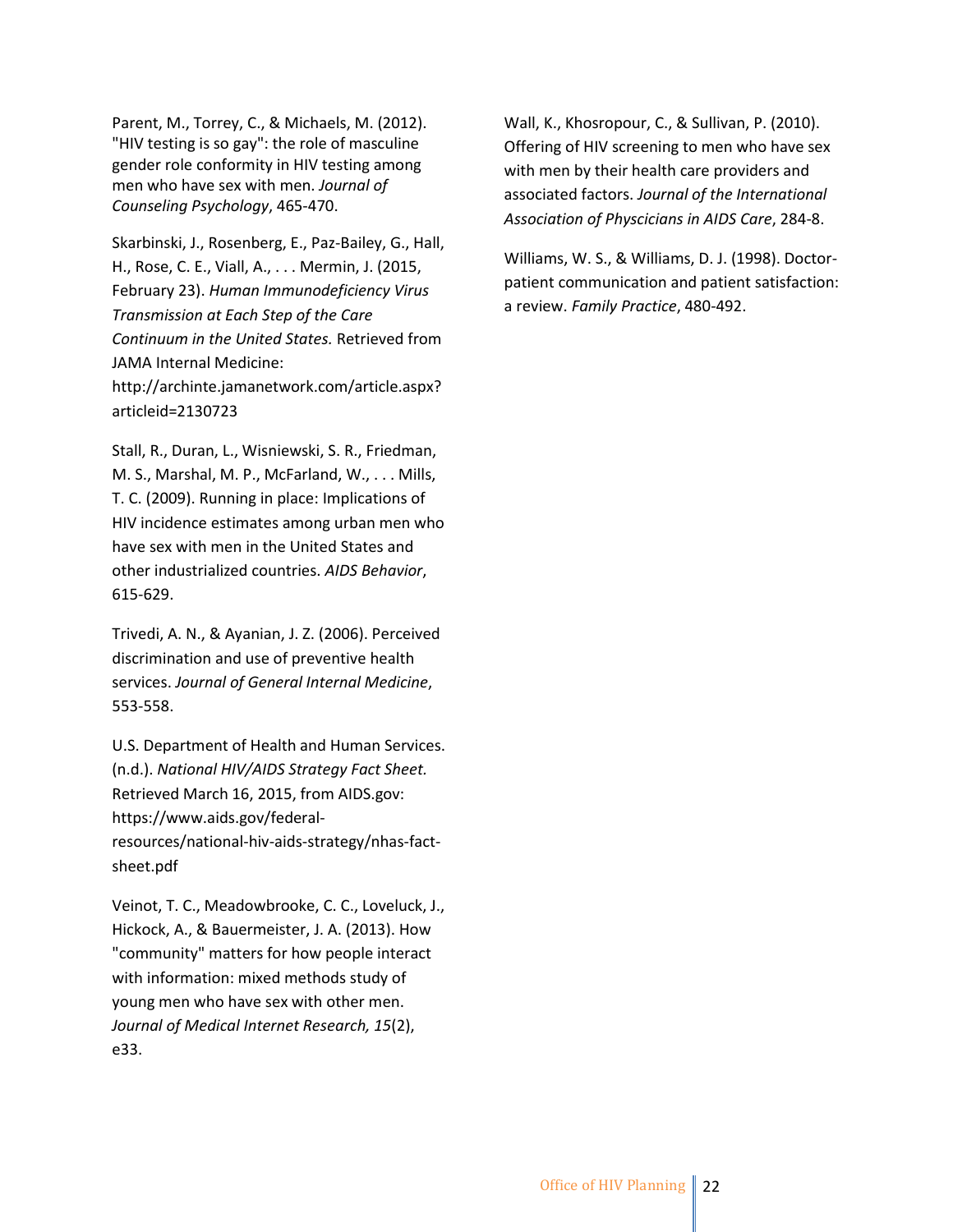Parent, M., Torrey, C., & Michaels, M. (2012). "HIV testing is so gay": the role of masculine gender role conformity in HIV testing among men who have sex with men. *Journal of Counseling Psychology*, 465-470.

Skarbinski, J., Rosenberg, E., Paz-Bailey, G., Hall, H., Rose, C. E., Viall, A., . . . Mermin, J. (2015, February 23). *Human Immunodeficiency Virus Transmission at Each Step of the Care Continuum in the United States.* Retrieved from JAMA Internal Medicine: http://archinte.jamanetwork.com/article.aspx?articleid=2130723

Stall, R., Duran, L., Wisniewski, S. R., Friedman, M. S., Marshal, M. P., McFarland, W., . . . Mills, T. C. (2009). Running in place: Implications of HIV incidence estimates among urban men who have sex with men in the United States and other industrialized countries. *AIDS Behavior*, 615-629.

Trivedi, A. N., & Ayanian, J. Z. (2006). Perceived discrimination and use of preventive health services. *Journal of General Internal Medicine*, 553-558.

U.S. Department of Health and Human Services. (n.d.). *National HIV/AIDS Strategy Fact Sheet.* Retrieved March 16, 2015, from AIDS.gov: https://www.aids.gov/federal-resources/national-hiv-aids-strategy/nhas-fact-sheet.pdf

Veinot, T. C., Meadowbrooke, C. C., Loveluck, J., Hickock, A., & Bauermeister, J. A. (2013). How "community" matters for how people interact with information: mixed methods study of young men who have sex with other men. *Journal of Medical Internet Research, 15*(2), e33.

Wall, K., Khosropour, C., & Sullivan, P. (2010). Offering of HIV screening to men who have sex with men by their health care providers and associated factors. *Journal of the International Association of Physcicians in AIDS Care*, 284-8.

Williams, W. S., & Williams, D. J. (1998). Doctor-patient communication and patient satisfaction: a review. *Family Practice*, 480-492.